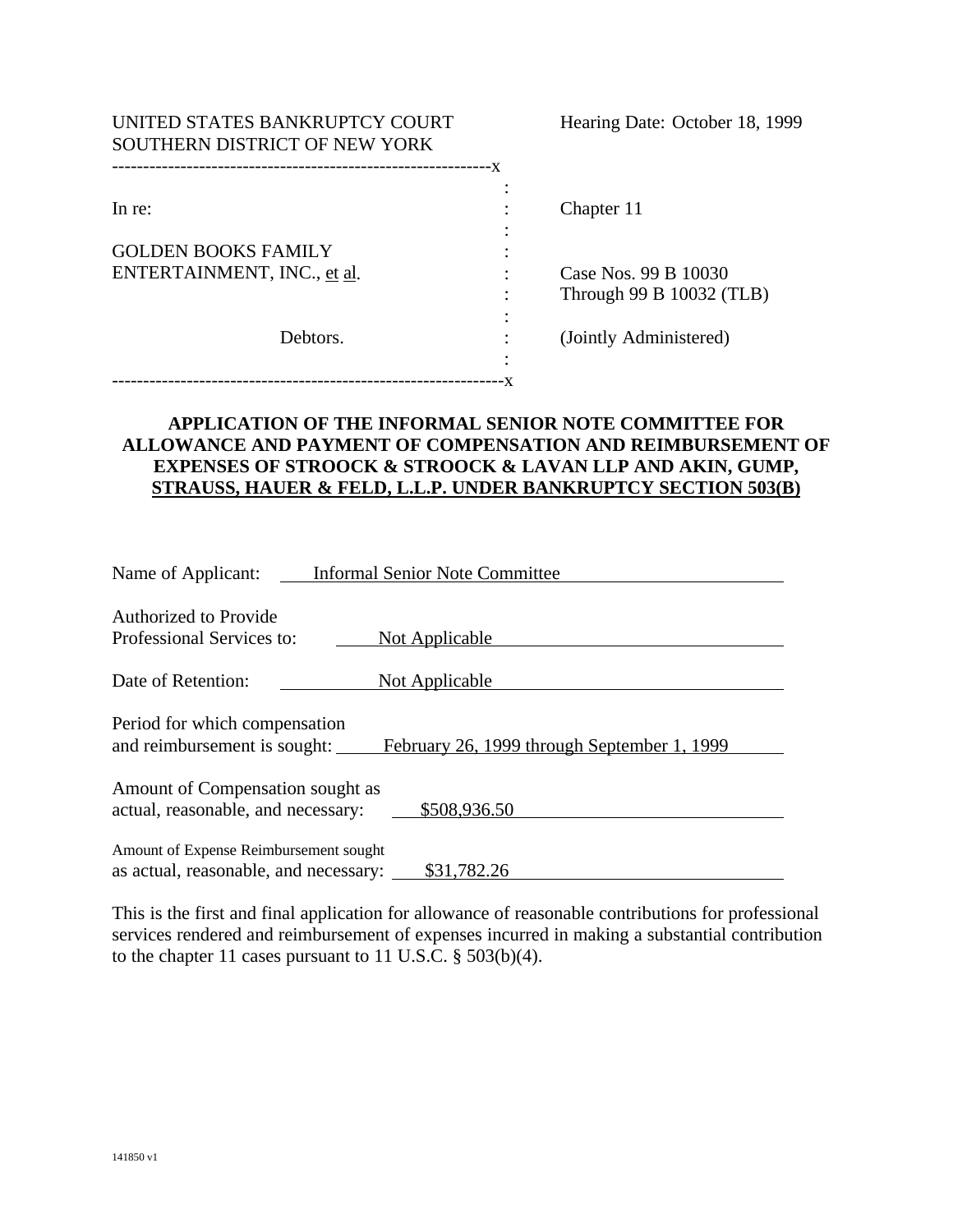UNITED STATES BANKRUPTCY COURT
SOUTHERN DISTRICT OF NEW YORK

Hearing Date: October 18, 1999

| | |
|---|---|
| In re: | Chapter 11 |
| GOLDEN BOOKS FAMILY ENTERTAINMENT, INC., et al. | Case Nos. 99 B 10030 Through 99 B 10032 (TLB) |
| Debtors. | (Jointly Administered) |

**APPLICATION OF THE INFORMAL SENIOR NOTE COMMITTEE FOR ALLOWANCE AND PAYMENT OF COMPENSATION AND REIMBURSEMENT OF EXPENSES OF STROOCK & STROOCK & LAVAN LLP AND AKIN, GUMP, STRAUSS, HAUER & FELD, L.L.P. UNDER BANKRUPTCY SECTION 503(B)**

Name of Applicant: Informal Senior Note Committee

Authorized to Provide Professional Services to: Not Applicable

Date of Retention: Not Applicable

Period for which compensation and reimbursement is sought: February 26, 1999 through September 1, 1999

Amount of Compensation sought as actual, reasonable, and necessary: $508,936.50

Amount of Expense Reimbursement sought as actual, reasonable, and necessary: $31,782.26

This is the first and final application for allowance of reasonable contributions for professional services rendered and reimbursement of expenses incurred in making a substantial contribution to the chapter 11 cases pursuant to 11 U.S.C. § 503(b)(4).

141850 v1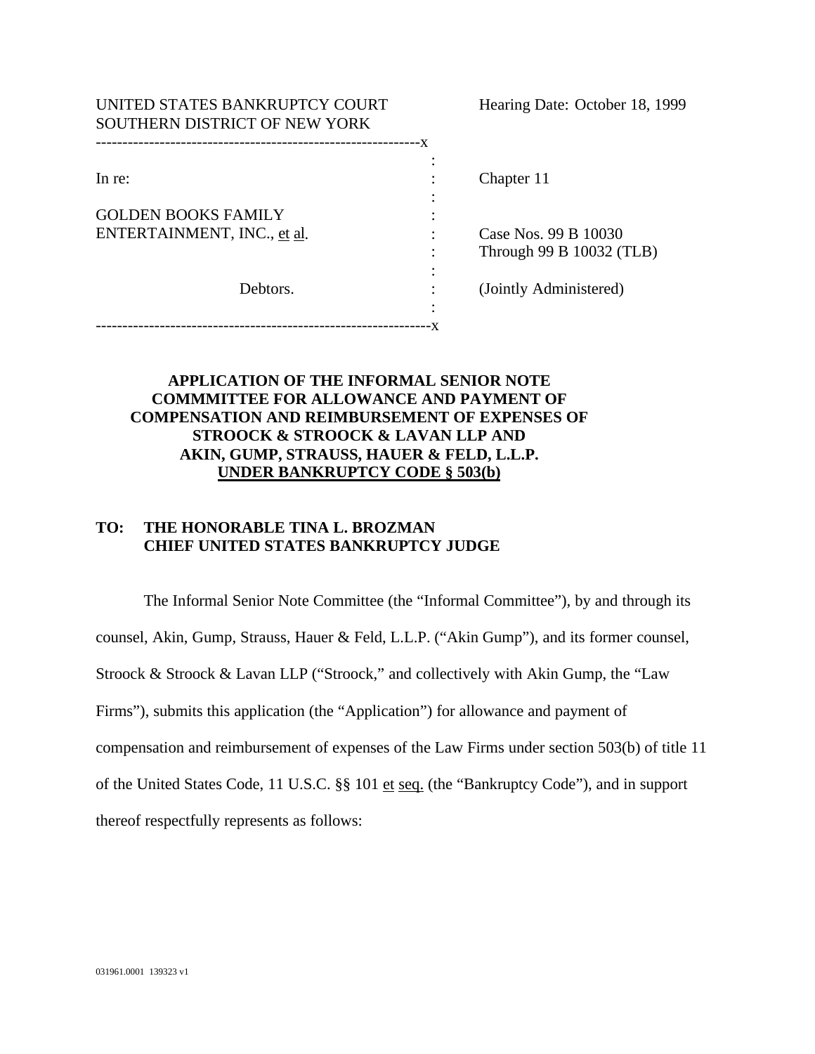UNITED STATES BANKRUPTCY COURT
SOUTHERN DISTRICT OF NEW YORK

Hearing Date: October 18, 1999

| | | |
|---|---|---|
| In re: | : | Chapter 11 |
| GOLDEN BOOKS FAMILY ENTERTAINMENT, INC., et al. | : | Case Nos. 99 B 10030 Through 99 B 10032 (TLB) |
| Debtors. | : | (Jointly Administered) |

**APPLICATION OF THE INFORMAL SENIOR NOTE COMMMITTEE FOR ALLOWANCE AND PAYMENT OF COMPENSATION AND REIMBURSEMENT OF EXPENSES OF STROOCK & STROOCK & LAVAN LLP AND AKIN, GUMP, STRAUSS, HAUER & FELD, L.L.P. UNDER BANKRUPTCY CODE § 503(b)**

**TO: THE HONORABLE TINA L. BROZMAN**
**CHIEF UNITED STATES BANKRUPTCY JUDGE**

The Informal Senior Note Committee (the "Informal Committee"), by and through its counsel, Akin, Gump, Strauss, Hauer & Feld, L.L.P. ("Akin Gump"), and its former counsel, Stroock & Stroock & Lavan LLP ("Stroock," and collectively with Akin Gump, the "Law Firms"), submits this application (the "Application") for allowance and payment of compensation and reimbursement of expenses of the Law Firms under section 503(b) of title 11 of the United States Code, 11 U.S.C. §§ 101 et seq. (the "Bankruptcy Code"), and in support thereof respectfully represents as follows:

031961.0001 139323 v1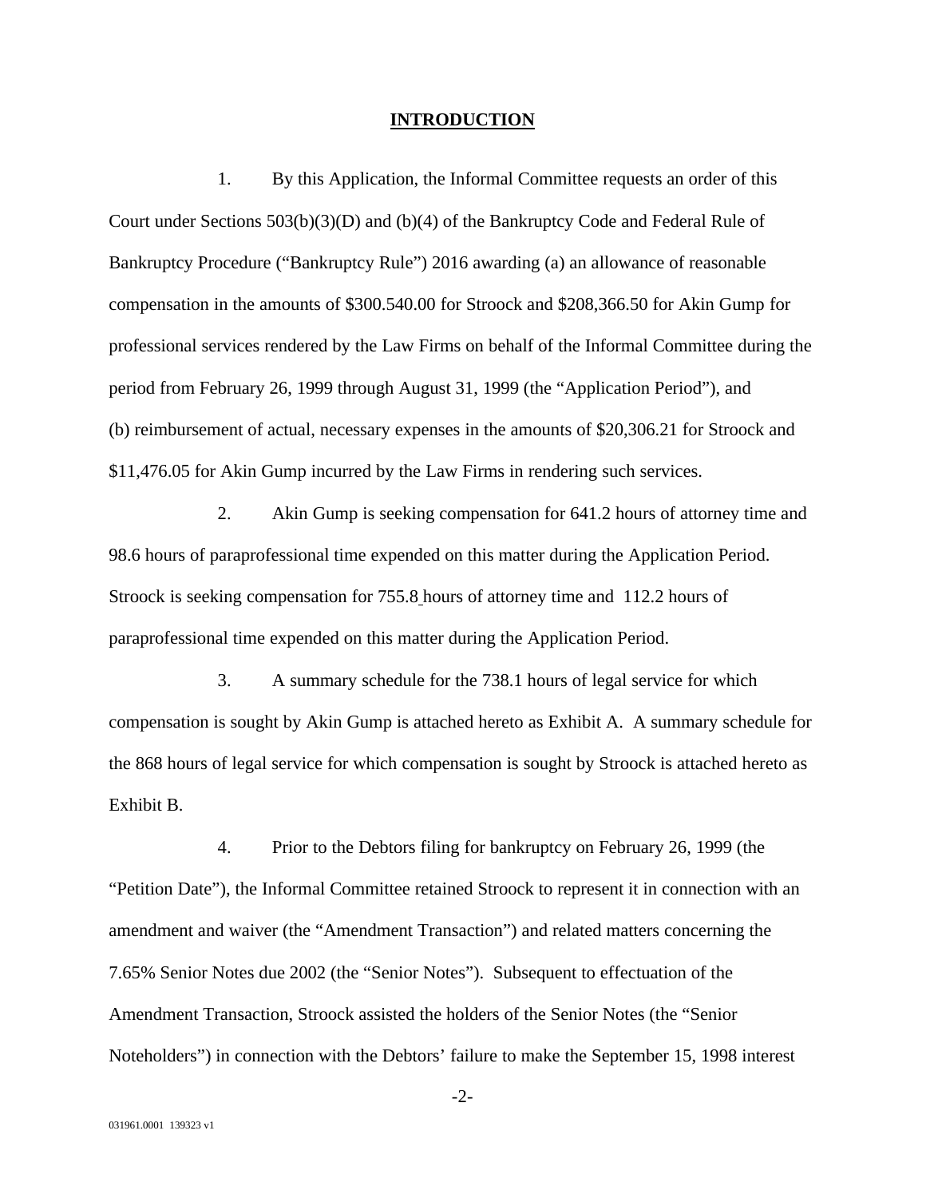## INTRODUCTION

1. By this Application, the Informal Committee requests an order of this Court under Sections 503(b)(3)(D) and (b)(4) of the Bankruptcy Code and Federal Rule of Bankruptcy Procedure ("Bankruptcy Rule") 2016 awarding (a) an allowance of reasonable compensation in the amounts of $300.540.00 for Stroock and $208,366.50 for Akin Gump for professional services rendered by the Law Firms on behalf of the Informal Committee during the period from February 26, 1999 through August 31, 1999 (the "Application Period"), and (b) reimbursement of actual, necessary expenses in the amounts of $20,306.21 for Stroock and $11,476.05 for Akin Gump incurred by the Law Firms in rendering such services.

2. Akin Gump is seeking compensation for 641.2 hours of attorney time and 98.6 hours of paraprofessional time expended on this matter during the Application Period. Stroock is seeking compensation for 755.8 hours of attorney time and 112.2 hours of paraprofessional time expended on this matter during the Application Period.

3. A summary schedule for the 738.1 hours of legal service for which compensation is sought by Akin Gump is attached hereto as Exhibit A. A summary schedule for the 868 hours of legal service for which compensation is sought by Stroock is attached hereto as Exhibit B.

4. Prior to the Debtors filing for bankruptcy on February 26, 1999 (the "Petition Date"), the Informal Committee retained Stroock to represent it in connection with an amendment and waiver (the "Amendment Transaction") and related matters concerning the 7.65% Senior Notes due 2002 (the "Senior Notes"). Subsequent to effectuation of the Amendment Transaction, Stroock assisted the holders of the Senior Notes (the "Senior Noteholders") in connection with the Debtors' failure to make the September 15, 1998 interest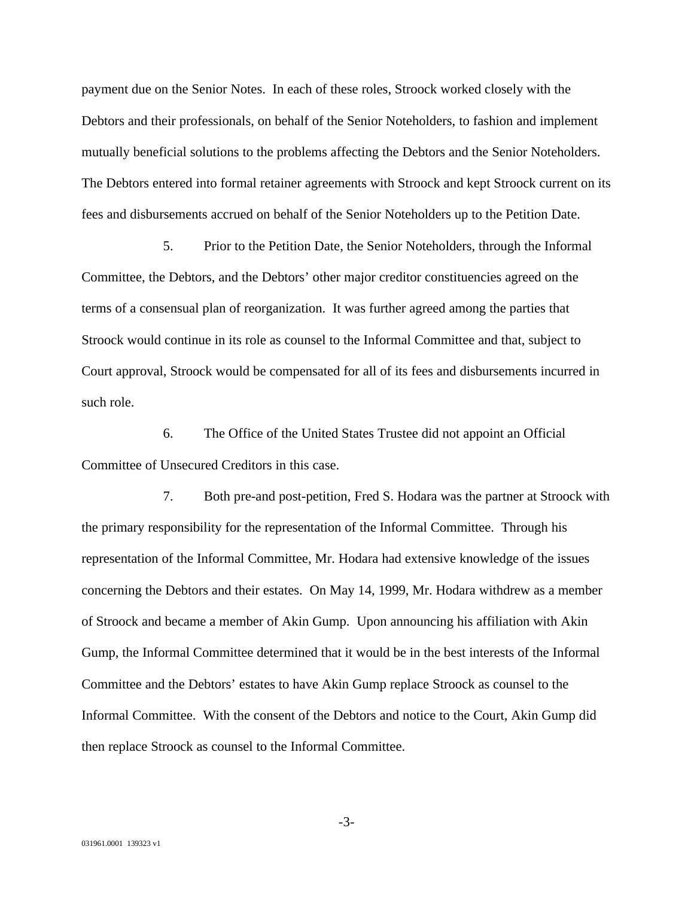payment due on the Senior Notes. In each of these roles, Stroock worked closely with the Debtors and their professionals, on behalf of the Senior Noteholders, to fashion and implement mutually beneficial solutions to the problems affecting the Debtors and the Senior Noteholders. The Debtors entered into formal retainer agreements with Stroock and kept Stroock current on its fees and disbursements accrued on behalf of the Senior Noteholders up to the Petition Date.

5. Prior to the Petition Date, the Senior Noteholders, through the Informal Committee, the Debtors, and the Debtors' other major creditor constituencies agreed on the terms of a consensual plan of reorganization. It was further agreed among the parties that Stroock would continue in its role as counsel to the Informal Committee and that, subject to Court approval, Stroock would be compensated for all of its fees and disbursements incurred in such role.

6. The Office of the United States Trustee did not appoint an Official Committee of Unsecured Creditors in this case.

7. Both pre-and post-petition, Fred S. Hodara was the partner at Stroock with the primary responsibility for the representation of the Informal Committee. Through his representation of the Informal Committee, Mr. Hodara had extensive knowledge of the issues concerning the Debtors and their estates. On May 14, 1999, Mr. Hodara withdrew as a member of Stroock and became a member of Akin Gump. Upon announcing his affiliation with Akin Gump, the Informal Committee determined that it would be in the best interests of the Informal Committee and the Debtors' estates to have Akin Gump replace Stroock as counsel to the Informal Committee. With the consent of the Debtors and notice to the Court, Akin Gump did then replace Stroock as counsel to the Informal Committee.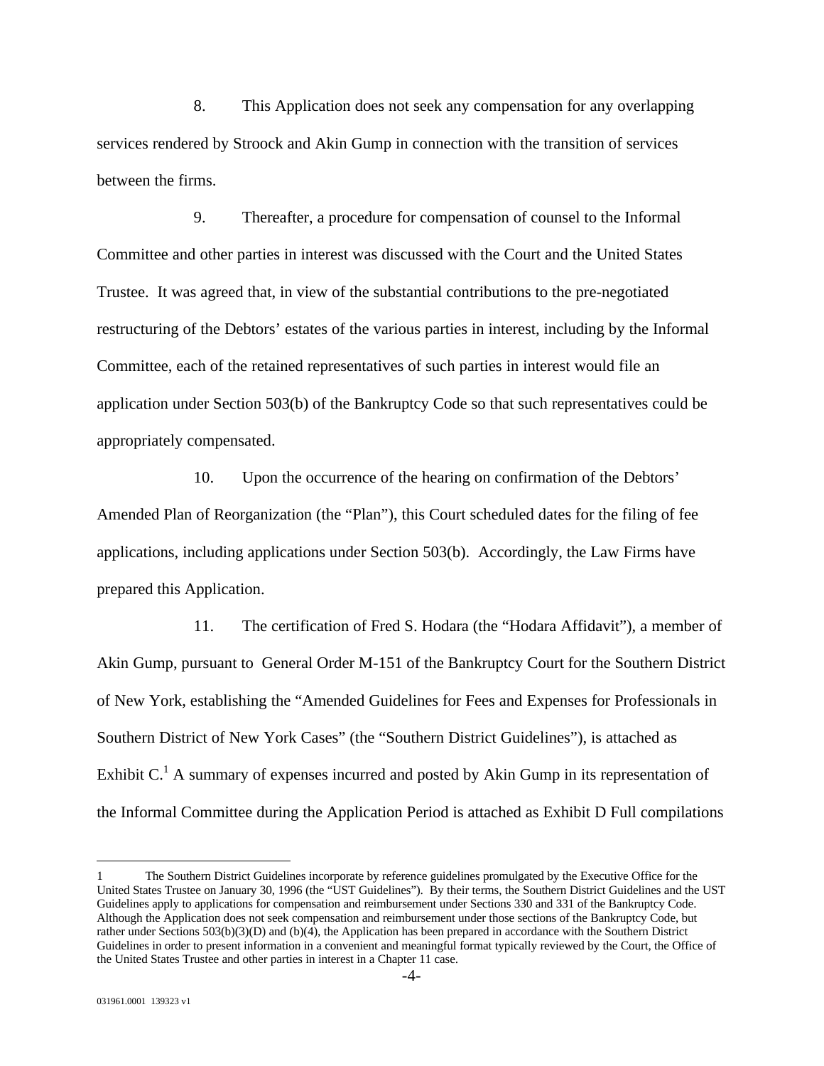8. This Application does not seek any compensation for any overlapping services rendered by Stroock and Akin Gump in connection with the transition of services between the firms.

9. Thereafter, a procedure for compensation of counsel to the Informal Committee and other parties in interest was discussed with the Court and the United States Trustee. It was agreed that, in view of the substantial contributions to the pre-negotiated restructuring of the Debtors' estates of the various parties in interest, including by the Informal Committee, each of the retained representatives of such parties in interest would file an application under Section 503(b) of the Bankruptcy Code so that such representatives could be appropriately compensated.

10. Upon the occurrence of the hearing on confirmation of the Debtors' Amended Plan of Reorganization (the "Plan"), this Court scheduled dates for the filing of fee applications, including applications under Section 503(b). Accordingly, the Law Firms have prepared this Application.

11. The certification of Fred S. Hodara (the "Hodara Affidavit"), a member of Akin Gump, pursuant to General Order M-151 of the Bankruptcy Court for the Southern District of New York, establishing the "Amended Guidelines for Fees and Expenses for Professionals in Southern District of New York Cases" (the "Southern District Guidelines"), is attached as Exhibit C.[1] A summary of expenses incurred and posted by Akin Gump in its representation of the Informal Committee during the Application Period is attached as Exhibit D Full compilations

---

1 The Southern District Guidelines incorporate by reference guidelines promulgated by the Executive Office for the United States Trustee on January 30, 1996 (the "UST Guidelines"). By their terms, the Southern District Guidelines and the UST Guidelines apply to applications for compensation and reimbursement under Sections 330 and 331 of the Bankruptcy Code. Although the Application does not seek compensation and reimbursement under those sections of the Bankruptcy Code, but rather under Sections 503(b)(3)(D) and (b)(4), the Application has been prepared in accordance with the Southern District Guidelines in order to present information in a convenient and meaningful format typically reviewed by the Court, the Office of the United States Trustee and other parties in interest in a Chapter 11 case.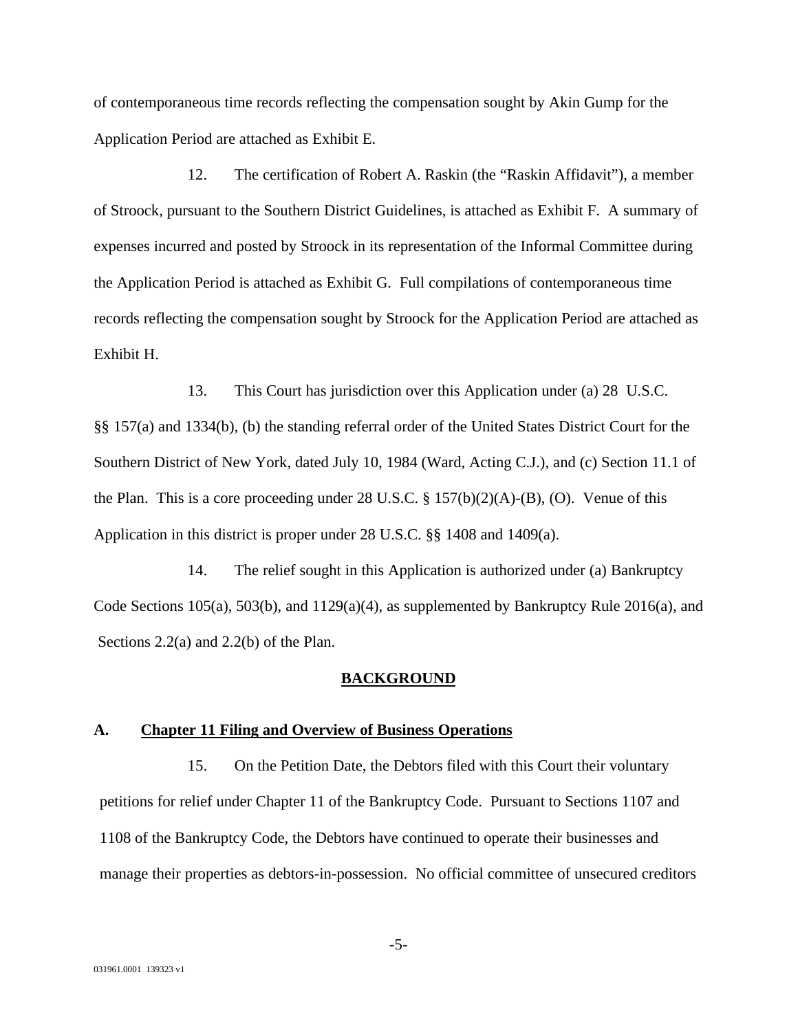of contemporaneous time records reflecting the compensation sought by Akin Gump for the Application Period are attached as Exhibit E.

12. The certification of Robert A. Raskin (the "Raskin Affidavit"), a member of Stroock, pursuant to the Southern District Guidelines, is attached as Exhibit F. A summary of expenses incurred and posted by Stroock in its representation of the Informal Committee during the Application Period is attached as Exhibit G. Full compilations of contemporaneous time records reflecting the compensation sought by Stroock for the Application Period are attached as Exhibit H.

13. This Court has jurisdiction over this Application under (a) 28 U.S.C. §§ 157(a) and 1334(b), (b) the standing referral order of the United States District Court for the Southern District of New York, dated July 10, 1984 (Ward, Acting C.J.), and (c) Section 11.1 of the Plan. This is a core proceeding under 28 U.S.C. § 157(b)(2)(A)-(B), (O). Venue of this Application in this district is proper under 28 U.S.C. §§ 1408 and 1409(a).

14. The relief sought in this Application is authorized under (a) Bankruptcy Code Sections 105(a), 503(b), and 1129(a)(4), as supplemented by Bankruptcy Rule 2016(a), and Sections 2.2(a) and 2.2(b) of the Plan.

## BACKGROUND

### A. Chapter 11 Filing and Overview of Business Operations

15. On the Petition Date, the Debtors filed with this Court their voluntary petitions for relief under Chapter 11 of the Bankruptcy Code. Pursuant to Sections 1107 and 1108 of the Bankruptcy Code, the Debtors have continued to operate their businesses and manage their properties as debtors-in-possession. No official committee of unsecured creditors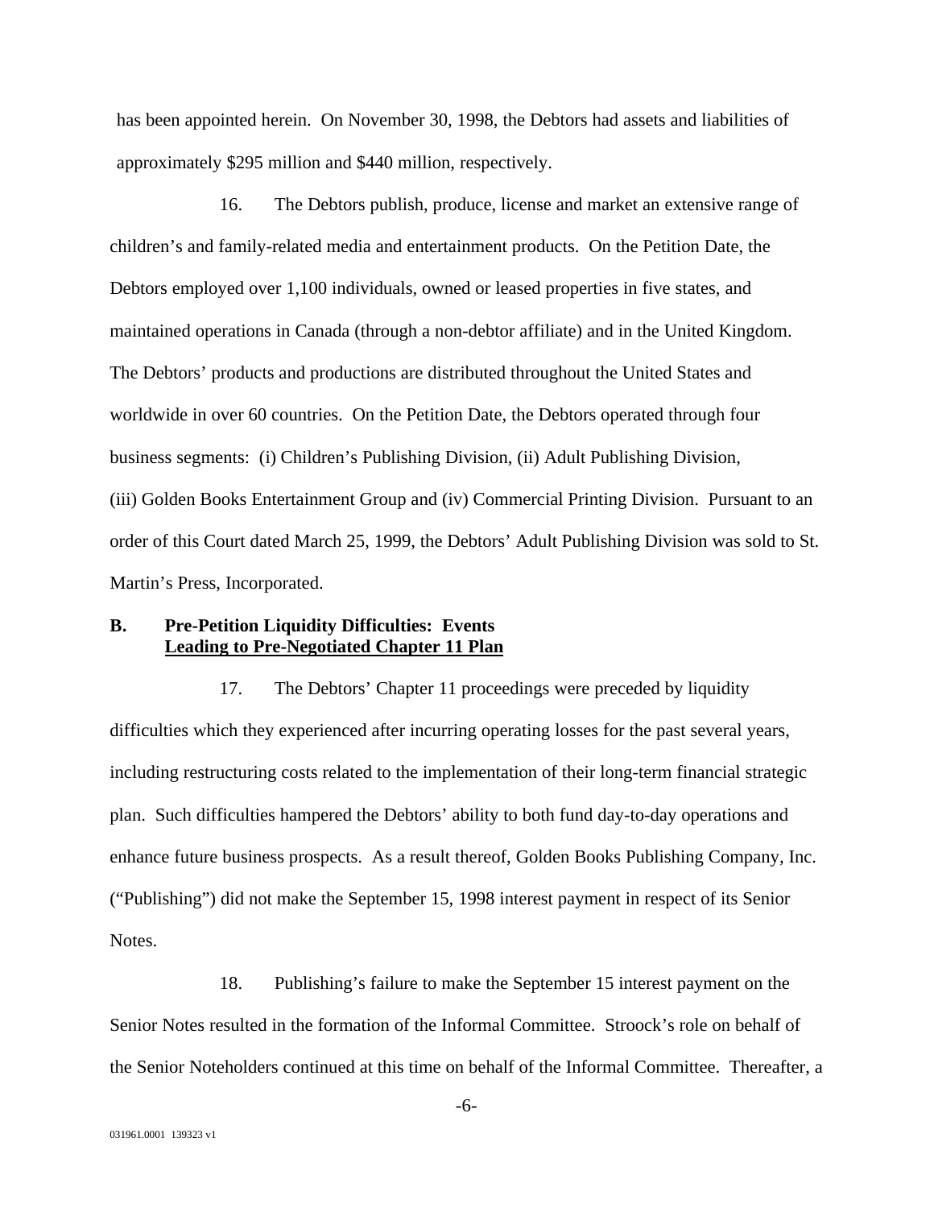has been appointed herein. On November 30, 1998, the Debtors had assets and liabilities of approximately $295 million and $440 million, respectively.

16. The Debtors publish, produce, license and market an extensive range of children's and family-related media and entertainment products. On the Petition Date, the Debtors employed over 1,100 individuals, owned or leased properties in five states, and maintained operations in Canada (through a non-debtor affiliate) and in the United Kingdom. The Debtors' products and productions are distributed throughout the United States and worldwide in over 60 countries. On the Petition Date, the Debtors operated through four business segments: (i) Children's Publishing Division, (ii) Adult Publishing Division, (iii) Golden Books Entertainment Group and (iv) Commercial Printing Division. Pursuant to an order of this Court dated March 25, 1999, the Debtors' Adult Publishing Division was sold to St. Martin's Press, Incorporated.

## B. Pre-Petition Liquidity Difficulties: Events Leading to Pre-Negotiated Chapter 11 Plan

17. The Debtors' Chapter 11 proceedings were preceded by liquidity difficulties which they experienced after incurring operating losses for the past several years, including restructuring costs related to the implementation of their long-term financial strategic plan. Such difficulties hampered the Debtors' ability to both fund day-to-day operations and enhance future business prospects. As a result thereof, Golden Books Publishing Company, Inc. ("Publishing") did not make the September 15, 1998 interest payment in respect of its Senior Notes.

18. Publishing's failure to make the September 15 interest payment on the Senior Notes resulted in the formation of the Informal Committee. Stroock's role on behalf of the Senior Noteholders continued at this time on behalf of the Informal Committee. Thereafter, a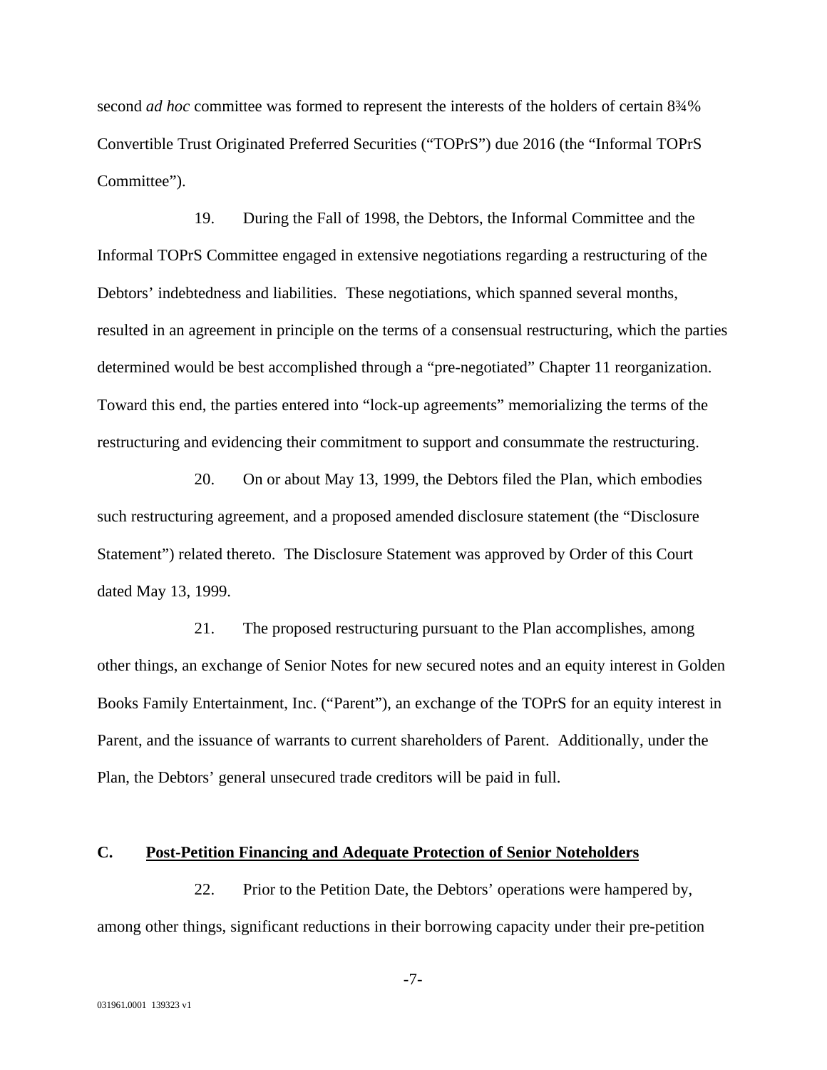second *ad hoc* committee was formed to represent the interests of the holders of certain 8¾% Convertible Trust Originated Preferred Securities ("TOPrS") due 2016 (the "Informal TOPrS Committee").

19. During the Fall of 1998, the Debtors, the Informal Committee and the Informal TOPrS Committee engaged in extensive negotiations regarding a restructuring of the Debtors' indebtedness and liabilities. These negotiations, which spanned several months, resulted in an agreement in principle on the terms of a consensual restructuring, which the parties determined would be best accomplished through a "pre-negotiated" Chapter 11 reorganization. Toward this end, the parties entered into "lock-up agreements" memorializing the terms of the restructuring and evidencing their commitment to support and consummate the restructuring.

20. On or about May 13, 1999, the Debtors filed the Plan, which embodies such restructuring agreement, and a proposed amended disclosure statement (the "Disclosure Statement") related thereto. The Disclosure Statement was approved by Order of this Court dated May 13, 1999.

21. The proposed restructuring pursuant to the Plan accomplishes, among other things, an exchange of Senior Notes for new secured notes and an equity interest in Golden Books Family Entertainment, Inc. ("Parent"), an exchange of the TOPrS for an equity interest in Parent, and the issuance of warrants to current shareholders of Parent. Additionally, under the Plan, the Debtors' general unsecured trade creditors will be paid in full.

### C. Post-Petition Financing and Adequate Protection of Senior Noteholders

22. Prior to the Petition Date, the Debtors' operations were hampered by, among other things, significant reductions in their borrowing capacity under their pre-petition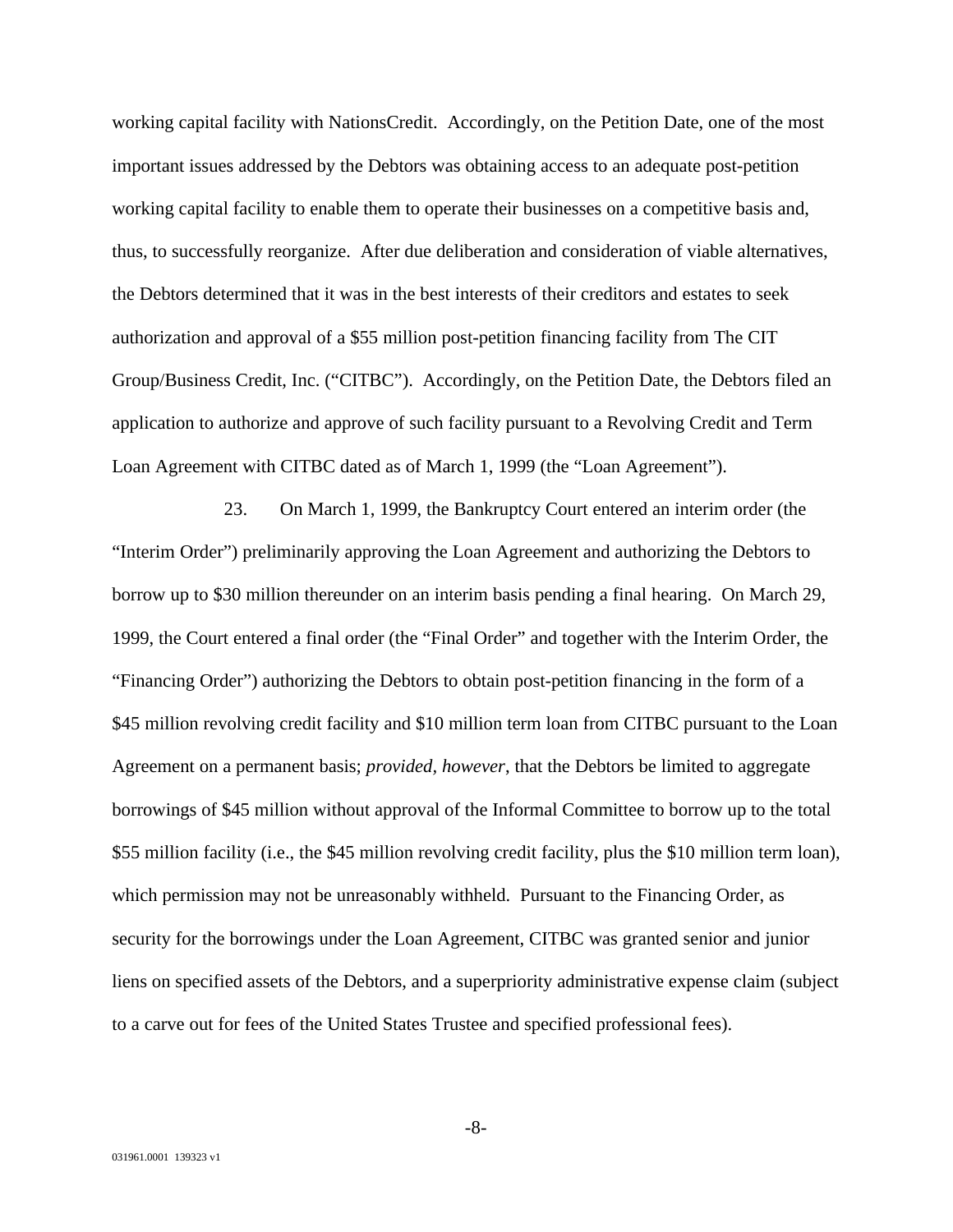working capital facility with NationsCredit. Accordingly, on the Petition Date, one of the most important issues addressed by the Debtors was obtaining access to an adequate post-petition working capital facility to enable them to operate their businesses on a competitive basis and, thus, to successfully reorganize. After due deliberation and consideration of viable alternatives, the Debtors determined that it was in the best interests of their creditors and estates to seek authorization and approval of a $55 million post-petition financing facility from The CIT Group/Business Credit, Inc. ("CITBC"). Accordingly, on the Petition Date, the Debtors filed an application to authorize and approve of such facility pursuant to a Revolving Credit and Term Loan Agreement with CITBC dated as of March 1, 1999 (the "Loan Agreement").

23. On March 1, 1999, the Bankruptcy Court entered an interim order (the "Interim Order") preliminarily approving the Loan Agreement and authorizing the Debtors to borrow up to $30 million thereunder on an interim basis pending a final hearing. On March 29, 1999, the Court entered a final order (the "Final Order" and together with the Interim Order, the "Financing Order") authorizing the Debtors to obtain post-petition financing in the form of a $45 million revolving credit facility and $10 million term loan from CITBC pursuant to the Loan Agreement on a permanent basis; *provided*, *however*, that the Debtors be limited to aggregate borrowings of $45 million without approval of the Informal Committee to borrow up to the total $55 million facility (i.e., the $45 million revolving credit facility, plus the $10 million term loan), which permission may not be unreasonably withheld. Pursuant to the Financing Order, as security for the borrowings under the Loan Agreement, CITBC was granted senior and junior liens on specified assets of the Debtors, and a superpriority administrative expense claim (subject to a carve out for fees of the United States Trustee and specified professional fees).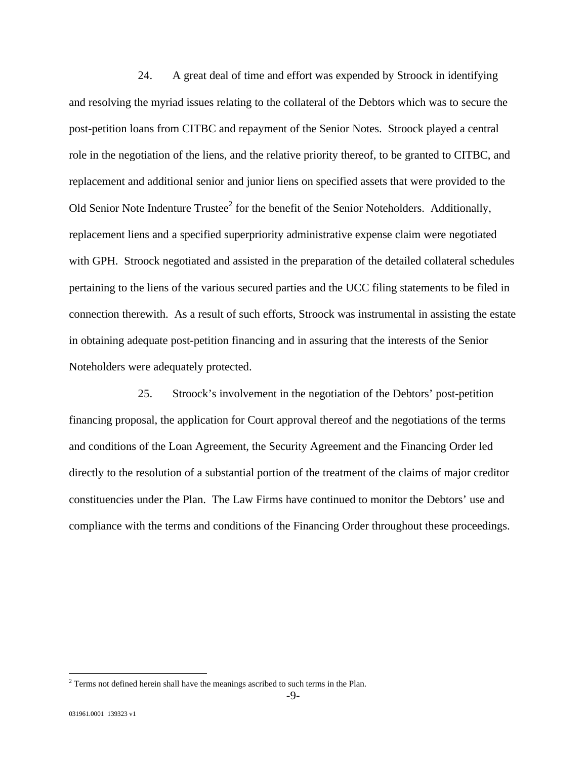24. A great deal of time and effort was expended by Stroock in identifying and resolving the myriad issues relating to the collateral of the Debtors which was to secure the post-petition loans from CITBC and repayment of the Senior Notes. Stroock played a central role in the negotiation of the liens, and the relative priority thereof, to be granted to CITBC, and replacement and additional senior and junior liens on specified assets that were provided to the Old Senior Note Indenture Trustee[2] for the benefit of the Senior Noteholders. Additionally, replacement liens and a specified superpriority administrative expense claim were negotiated with GPH. Stroock negotiated and assisted in the preparation of the detailed collateral schedules pertaining to the liens of the various secured parties and the UCC filing statements to be filed in connection therewith. As a result of such efforts, Stroock was instrumental in assisting the estate in obtaining adequate post-petition financing and in assuring that the interests of the Senior Noteholders were adequately protected.

25. Stroock's involvement in the negotiation of the Debtors' post-petition financing proposal, the application for Court approval thereof and the negotiations of the terms and conditions of the Loan Agreement, the Security Agreement and the Financing Order led directly to the resolution of a substantial portion of the treatment of the claims of major creditor constituencies under the Plan. The Law Firms have continued to monitor the Debtors' use and compliance with the terms and conditions of the Financing Order throughout these proceedings.

[2] Terms not defined herein shall have the meanings ascribed to such terms in the Plan.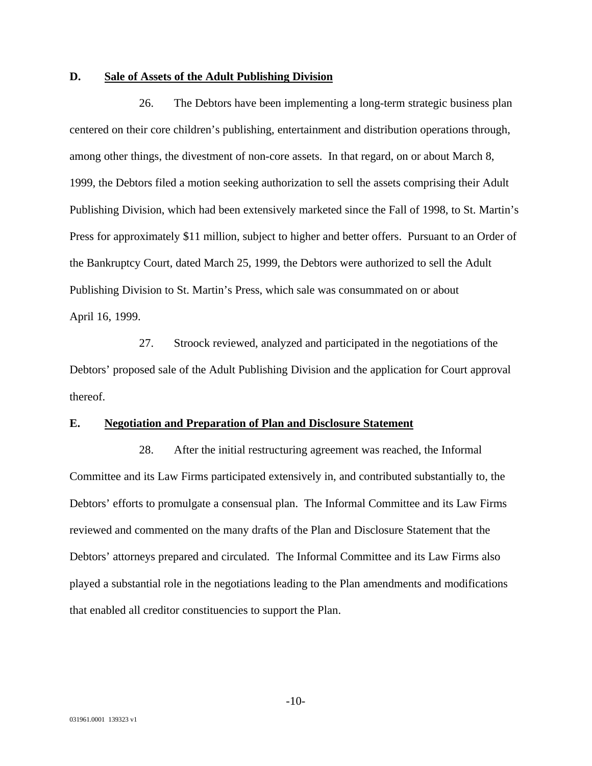**D. Sale of Assets of the Adult Publishing Division**

26. The Debtors have been implementing a long-term strategic business plan centered on their core children's publishing, entertainment and distribution operations through, among other things, the divestment of non-core assets. In that regard, on or about March 8, 1999, the Debtors filed a motion seeking authorization to sell the assets comprising their Adult Publishing Division, which had been extensively marketed since the Fall of 1998, to St. Martin's Press for approximately $11 million, subject to higher and better offers. Pursuant to an Order of the Bankruptcy Court, dated March 25, 1999, the Debtors were authorized to sell the Adult Publishing Division to St. Martin's Press, which sale was consummated on or about April 16, 1999.

27. Stroock reviewed, analyzed and participated in the negotiations of the Debtors' proposed sale of the Adult Publishing Division and the application for Court approval thereof.

**E. Negotiation and Preparation of Plan and Disclosure Statement**

28. After the initial restructuring agreement was reached, the Informal Committee and its Law Firms participated extensively in, and contributed substantially to, the Debtors' efforts to promulgate a consensual plan. The Informal Committee and its Law Firms reviewed and commented on the many drafts of the Plan and Disclosure Statement that the Debtors' attorneys prepared and circulated. The Informal Committee and its Law Firms also played a substantial role in the negotiations leading to the Plan amendments and modifications that enabled all creditor constituencies to support the Plan.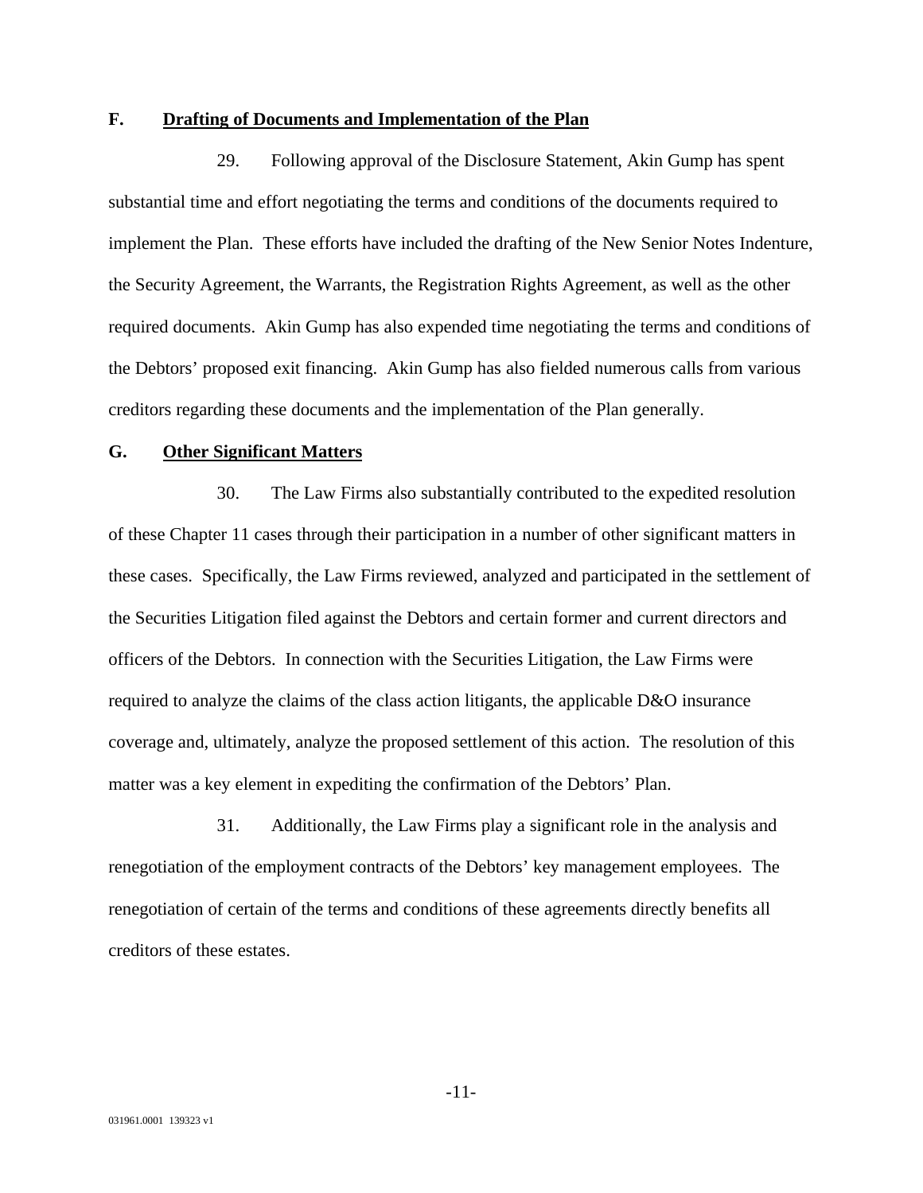## F. Drafting of Documents and Implementation of the Plan

29. Following approval of the Disclosure Statement, Akin Gump has spent substantial time and effort negotiating the terms and conditions of the documents required to implement the Plan. These efforts have included the drafting of the New Senior Notes Indenture, the Security Agreement, the Warrants, the Registration Rights Agreement, as well as the other required documents. Akin Gump has also expended time negotiating the terms and conditions of the Debtors' proposed exit financing. Akin Gump has also fielded numerous calls from various creditors regarding these documents and the implementation of the Plan generally.

## G. Other Significant Matters

30. The Law Firms also substantially contributed to the expedited resolution of these Chapter 11 cases through their participation in a number of other significant matters in these cases. Specifically, the Law Firms reviewed, analyzed and participated in the settlement of the Securities Litigation filed against the Debtors and certain former and current directors and officers of the Debtors. In connection with the Securities Litigation, the Law Firms were required to analyze the claims of the class action litigants, the applicable D&O insurance coverage and, ultimately, analyze the proposed settlement of this action. The resolution of this matter was a key element in expediting the confirmation of the Debtors' Plan.

31. Additionally, the Law Firms play a significant role in the analysis and renegotiation of the employment contracts of the Debtors' key management employees. The renegotiation of certain of the terms and conditions of these agreements directly benefits all creditors of these estates.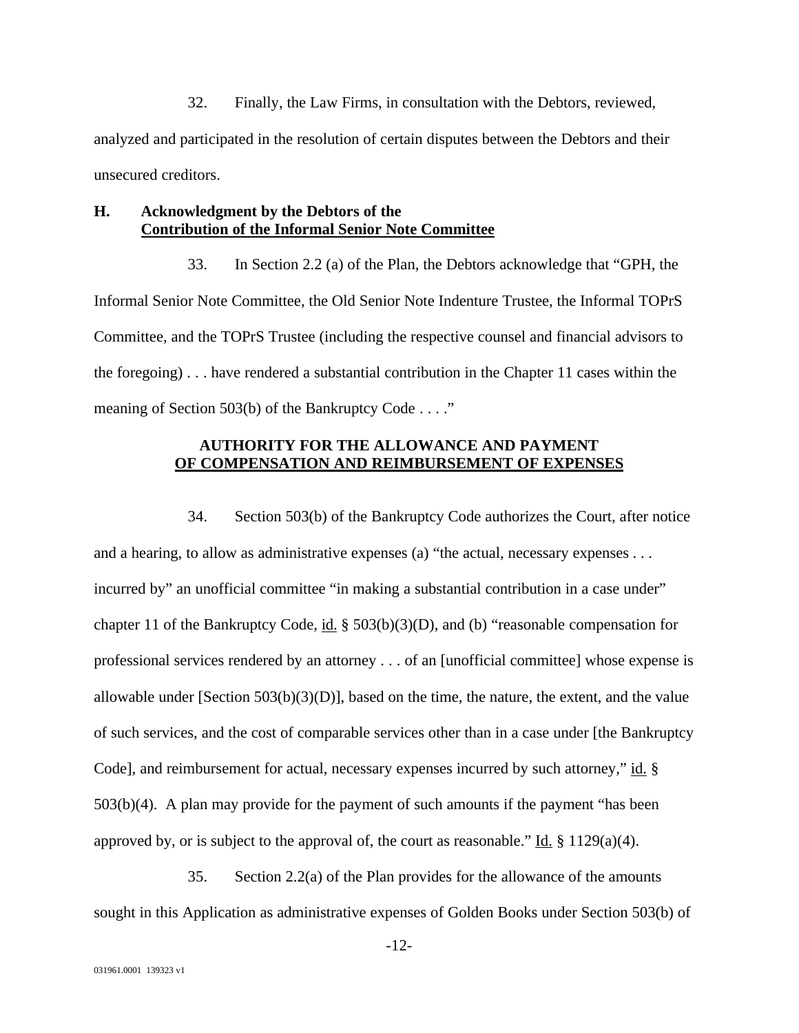32. Finally, the Law Firms, in consultation with the Debtors, reviewed, analyzed and participated in the resolution of certain disputes between the Debtors and their unsecured creditors.

### H. Acknowledgment by the Debtors of the Contribution of the Informal Senior Note Committee

33. In Section 2.2 (a) of the Plan, the Debtors acknowledge that "GPH, the Informal Senior Note Committee, the Old Senior Note Indenture Trustee, the Informal TOPrS Committee, and the TOPrS Trustee (including the respective counsel and financial advisors to the foregoing) . . . have rendered a substantial contribution in the Chapter 11 cases within the meaning of Section 503(b) of the Bankruptcy Code . . . ."

## AUTHORITY FOR THE ALLOWANCE AND PAYMENT OF COMPENSATION AND REIMBURSEMENT OF EXPENSES

34. Section 503(b) of the Bankruptcy Code authorizes the Court, after notice and a hearing, to allow as administrative expenses (a) "the actual, necessary expenses . . . incurred by" an unofficial committee "in making a substantial contribution in a case under" chapter 11 of the Bankruptcy Code, id. § 503(b)(3)(D), and (b) "reasonable compensation for professional services rendered by an attorney . . . of an [unofficial committee] whose expense is allowable under [Section 503(b)(3)(D)], based on the time, the nature, the extent, and the value of such services, and the cost of comparable services other than in a case under [the Bankruptcy Code], and reimbursement for actual, necessary expenses incurred by such attorney," id. § 503(b)(4). A plan may provide for the payment of such amounts if the payment "has been approved by, or is subject to the approval of, the court as reasonable." Id. § 1129(a)(4).

35. Section 2.2(a) of the Plan provides for the allowance of the amounts sought in this Application as administrative expenses of Golden Books under Section 503(b) of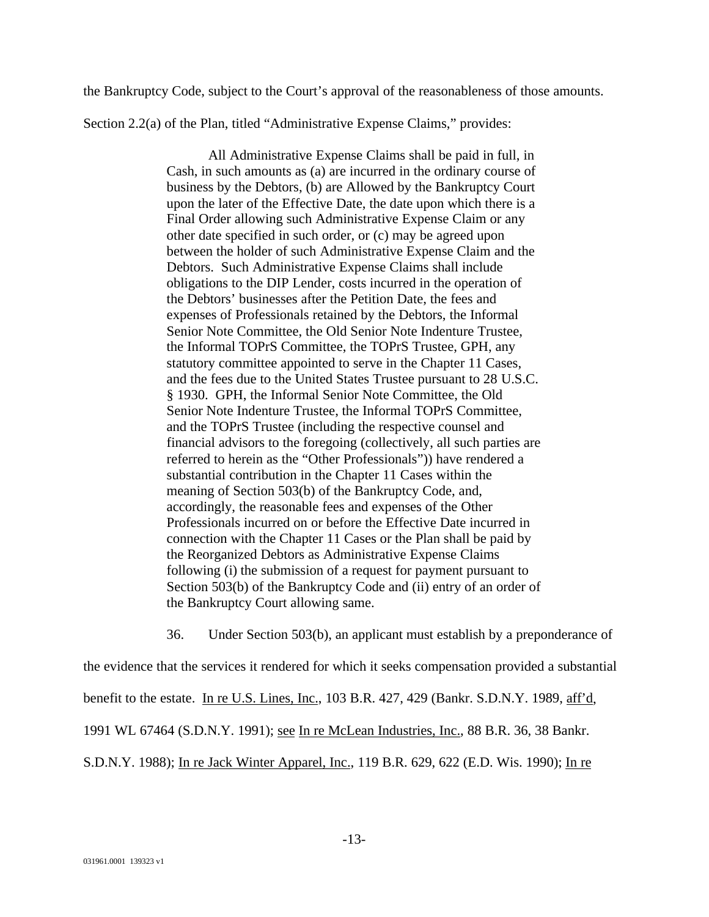the Bankruptcy Code, subject to the Court's approval of the reasonableness of those amounts.

Section 2.2(a) of the Plan, titled "Administrative Expense Claims," provides:

> All Administrative Expense Claims shall be paid in full, in Cash, in such amounts as (a) are incurred in the ordinary course of business by the Debtors, (b) are Allowed by the Bankruptcy Court upon the later of the Effective Date, the date upon which there is a Final Order allowing such Administrative Expense Claim or any other date specified in such order, or (c) may be agreed upon between the holder of such Administrative Expense Claim and the Debtors. Such Administrative Expense Claims shall include obligations to the DIP Lender, costs incurred in the operation of the Debtors' businesses after the Petition Date, the fees and expenses of Professionals retained by the Debtors, the Informal Senior Note Committee, the Old Senior Note Indenture Trustee, the Informal TOPrS Committee, the TOPrS Trustee, GPH, any statutory committee appointed to serve in the Chapter 11 Cases, and the fees due to the United States Trustee pursuant to 28 U.S.C. § 1930. GPH, the Informal Senior Note Committee, the Old Senior Note Indenture Trustee, the Informal TOPrS Committee, and the TOPrS Trustee (including the respective counsel and financial advisors to the foregoing (collectively, all such parties are referred to herein as the "Other Professionals")) have rendered a substantial contribution in the Chapter 11 Cases within the meaning of Section 503(b) of the Bankruptcy Code, and, accordingly, the reasonable fees and expenses of the Other Professionals incurred on or before the Effective Date incurred in connection with the Chapter 11 Cases or the Plan shall be paid by the Reorganized Debtors as Administrative Expense Claims following (i) the submission of a request for payment pursuant to Section 503(b) of the Bankruptcy Code and (ii) entry of an order of the Bankruptcy Court allowing same.

36. Under Section 503(b), an applicant must establish by a preponderance of the evidence that the services it rendered for which it seeks compensation provided a substantial benefit to the estate. In re U.S. Lines, Inc., 103 B.R. 427, 429 (Bankr. S.D.N.Y. 1989, aff'd, 1991 WL 67464 (S.D.N.Y. 1991); see In re McLean Industries, Inc., 88 B.R. 36, 38 Bankr. S.D.N.Y. 1988); In re Jack Winter Apparel, Inc., 119 B.R. 629, 622 (E.D. Wis. 1990); In re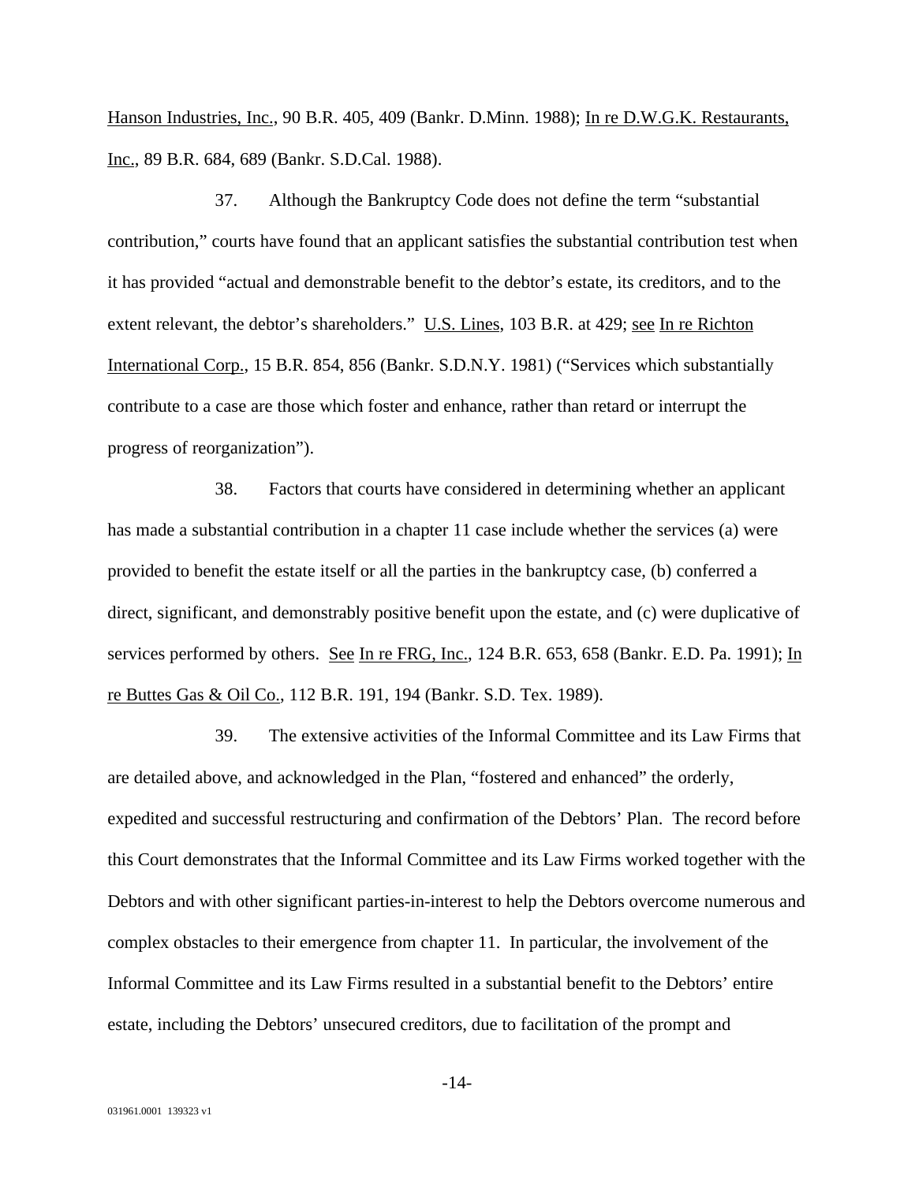Hanson Industries, Inc., 90 B.R. 405, 409 (Bankr. D.Minn. 1988); In re D.W.G.K. Restaurants, Inc., 89 B.R. 684, 689 (Bankr. S.D.Cal. 1988).

37. Although the Bankruptcy Code does not define the term "substantial contribution," courts have found that an applicant satisfies the substantial contribution test when it has provided "actual and demonstrable benefit to the debtor's estate, its creditors, and to the extent relevant, the debtor's shareholders." U.S. Lines, 103 B.R. at 429; see In re Richton International Corp., 15 B.R. 854, 856 (Bankr. S.D.N.Y. 1981) ("Services which substantially contribute to a case are those which foster and enhance, rather than retard or interrupt the progress of reorganization").

38. Factors that courts have considered in determining whether an applicant has made a substantial contribution in a chapter 11 case include whether the services (a) were provided to benefit the estate itself or all the parties in the bankruptcy case, (b) conferred a direct, significant, and demonstrably positive benefit upon the estate, and (c) were duplicative of services performed by others. See In re FRG, Inc., 124 B.R. 653, 658 (Bankr. E.D. Pa. 1991); In re Buttes Gas & Oil Co., 112 B.R. 191, 194 (Bankr. S.D. Tex. 1989).

39. The extensive activities of the Informal Committee and its Law Firms that are detailed above, and acknowledged in the Plan, "fostered and enhanced" the orderly, expedited and successful restructuring and confirmation of the Debtors' Plan. The record before this Court demonstrates that the Informal Committee and its Law Firms worked together with the Debtors and with other significant parties-in-interest to help the Debtors overcome numerous and complex obstacles to their emergence from chapter 11. In particular, the involvement of the Informal Committee and its Law Firms resulted in a substantial benefit to the Debtors' entire estate, including the Debtors' unsecured creditors, due to facilitation of the prompt and

031961.0001 139323 v1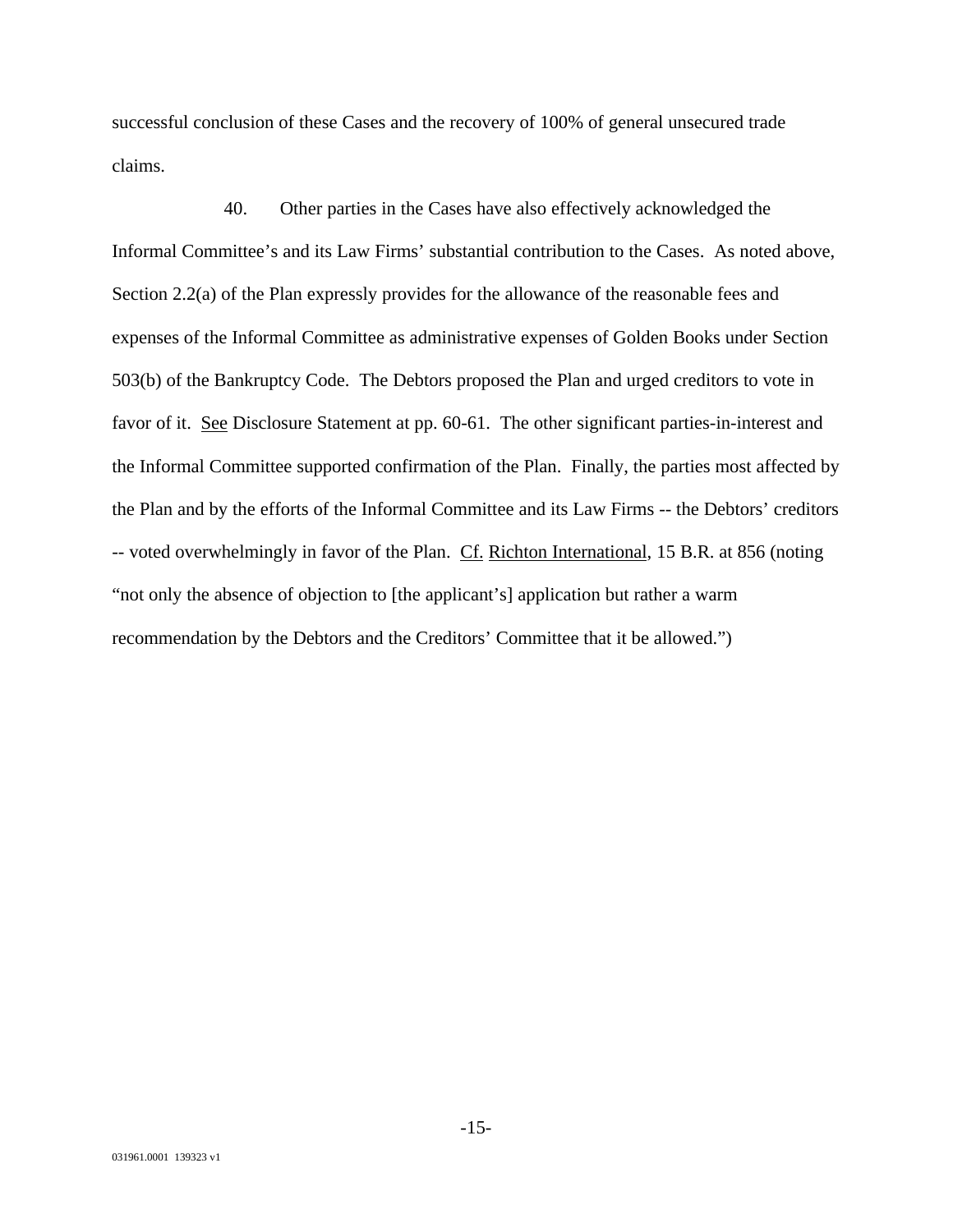successful conclusion of these Cases and the recovery of 100% of general unsecured trade claims.

40. Other parties in the Cases have also effectively acknowledged the Informal Committee's and its Law Firms' substantial contribution to the Cases. As noted above, Section 2.2(a) of the Plan expressly provides for the allowance of the reasonable fees and expenses of the Informal Committee as administrative expenses of Golden Books under Section 503(b) of the Bankruptcy Code. The Debtors proposed the Plan and urged creditors to vote in favor of it. See Disclosure Statement at pp. 60-61. The other significant parties-in-interest and the Informal Committee supported confirmation of the Plan. Finally, the parties most affected by the Plan and by the efforts of the Informal Committee and its Law Firms -- the Debtors' creditors -- voted overwhelmingly in favor of the Plan. Cf. Richton International, 15 B.R. at 856 (noting "not only the absence of objection to [the applicant's] application but rather a warm recommendation by the Debtors and the Creditors' Committee that it be allowed.")

031961.0001 139323 v1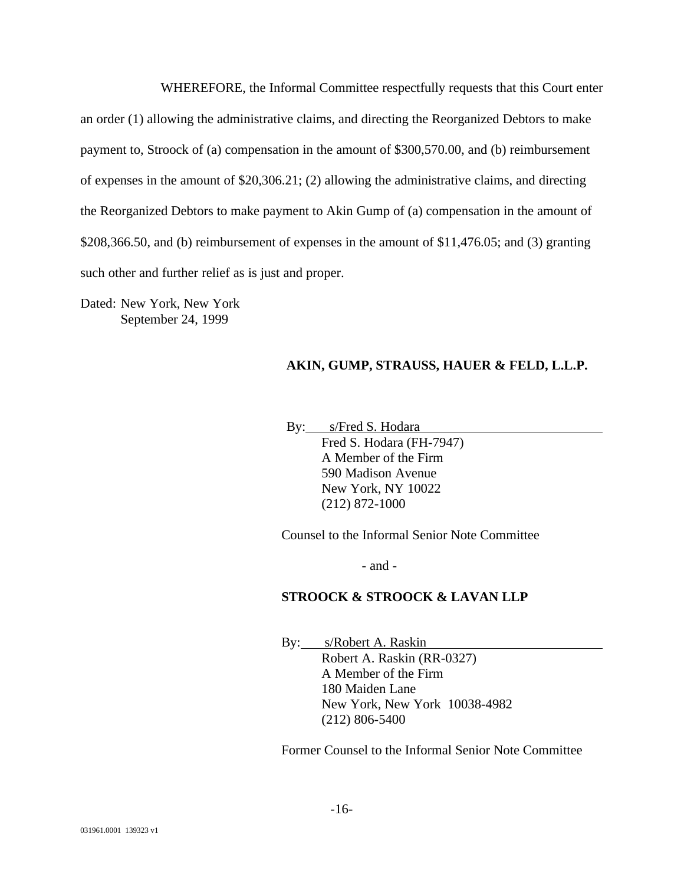WHEREFORE, the Informal Committee respectfully requests that this Court enter an order (1) allowing the administrative claims, and directing the Reorganized Debtors to make payment to, Stroock of (a) compensation in the amount of $300,570.00, and (b) reimbursement of expenses in the amount of $20,306.21; (2) allowing the administrative claims, and directing the Reorganized Debtors to make payment to Akin Gump of (a) compensation in the amount of $208,366.50, and (b) reimbursement of expenses in the amount of $11,476.05; and (3) granting such other and further relief as is just and proper.

Dated: New York, New York
September 24, 1999

**AKIN, GUMP, STRAUSS, HAUER & FELD, L.L.P.**

By: s/Fred S. Hodara
Fred S. Hodara (FH-7947)
A Member of the Firm
590 Madison Avenue
New York, NY 10022
(212) 872-1000

Counsel to the Informal Senior Note Committee

\- and -

**STROOCK & STROOCK & LAVAN LLP**

By: s/Robert A. Raskin
Robert A. Raskin (RR-0327)
A Member of the Firm
180 Maiden Lane
New York, New York 10038-4982
(212) 806-5400

Former Counsel to the Informal Senior Note Committee

031961.0001 139323 v1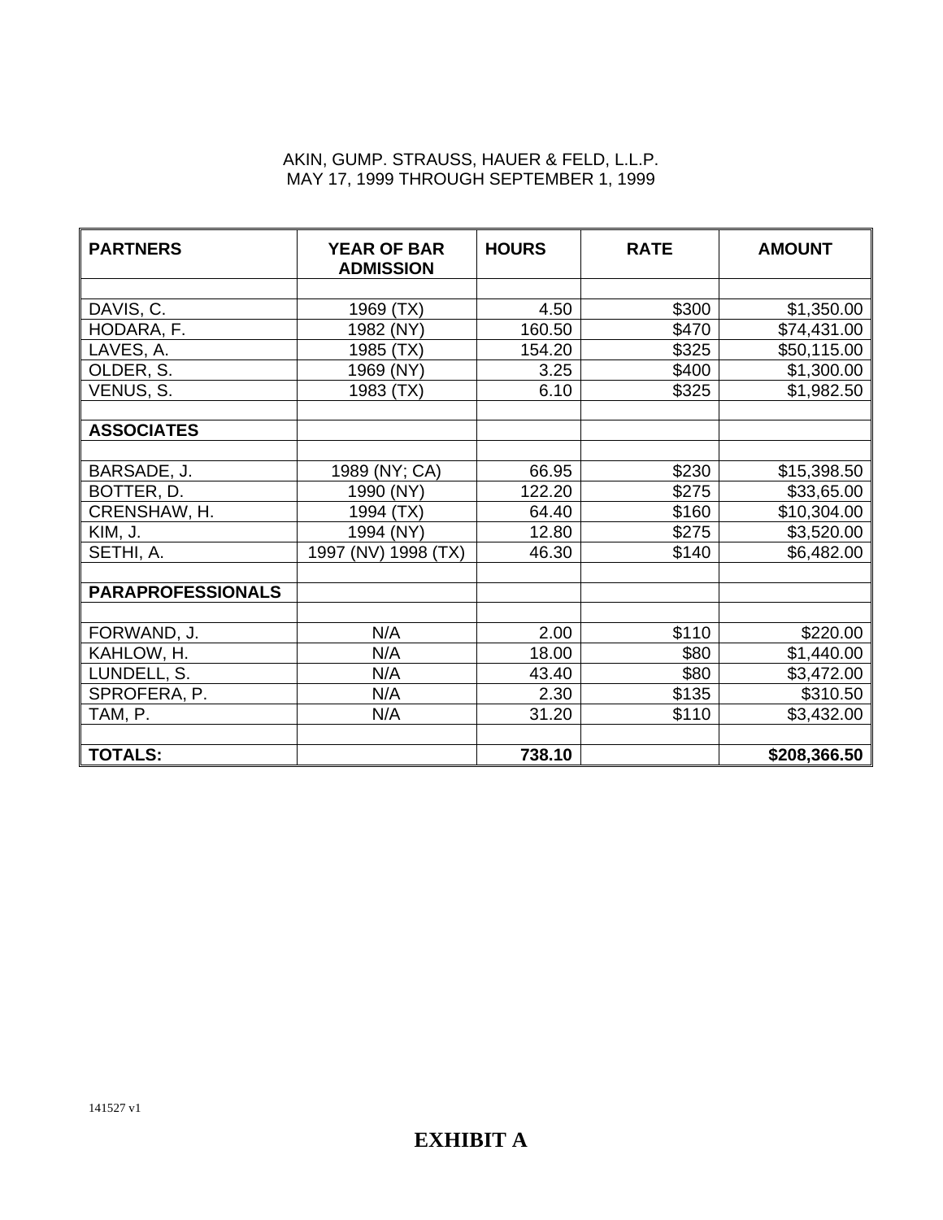AKIN, GUMP. STRAUSS, HAUER & FELD, L.L.P.
MAY 17, 1999 THROUGH SEPTEMBER 1, 1999

| **PARTNERS** | **YEAR OF BAR ADMISSION** | **HOURS** | **RATE** | **AMOUNT** |
|---|---|---|---|---|
| | | | | |
| DAVIS, C. | 1969 (TX) | 4.50 | $300 | $1,350.00 |
| HODARA, F. | 1982 (NY) | 160.50 | $470 | $74,431.00 |
| LAVES, A. | 1985 (TX) | 154.20 | $325 | $50,115.00 |
| OLDER, S. | 1969 (NY) | 3.25 | $400 | $1,300.00 |
| VENUS, S. | 1983 (TX) | 6.10 | $325 | $1,982.50 |
| | | | | |
| **ASSOCIATES** | | | | |
| | | | | |
| BARSADE, J. | 1989 (NY; CA) | 66.95 | $230 | $15,398.50 |
| BOTTER, D. | 1990 (NY) | 122.20 | $275 | $33,65.00 |
| CRENSHAW, H. | 1994 (TX) | 64.40 | $160 | $10,304.00 |
| KIM, J. | 1994 (NY) | 12.80 | $275 | $3,520.00 |
| SETHI, A. | 1997 (NV) 1998 (TX) | 46.30 | $140 | $6,482.00 |
| | | | | |
| **PARAPROFESSIONALS** | | | | |
| | | | | |
| FORWAND, J. | N/A | 2.00 | $110 | $220.00 |
| KAHLOW, H. | N/A | 18.00 | $80 | $1,440.00 |
| LUNDELL, S. | N/A | 43.40 | $80 | $3,472.00 |
| SPROFERA, P. | N/A | 2.30 | $135 | $310.50 |
| TAM, P. | N/A | 31.20 | $110 | $3,432.00 |
| | | | | |
| **TOTALS:** | | **738.10** | | **$208,366.50** |

141527 v1

**EXHIBIT A**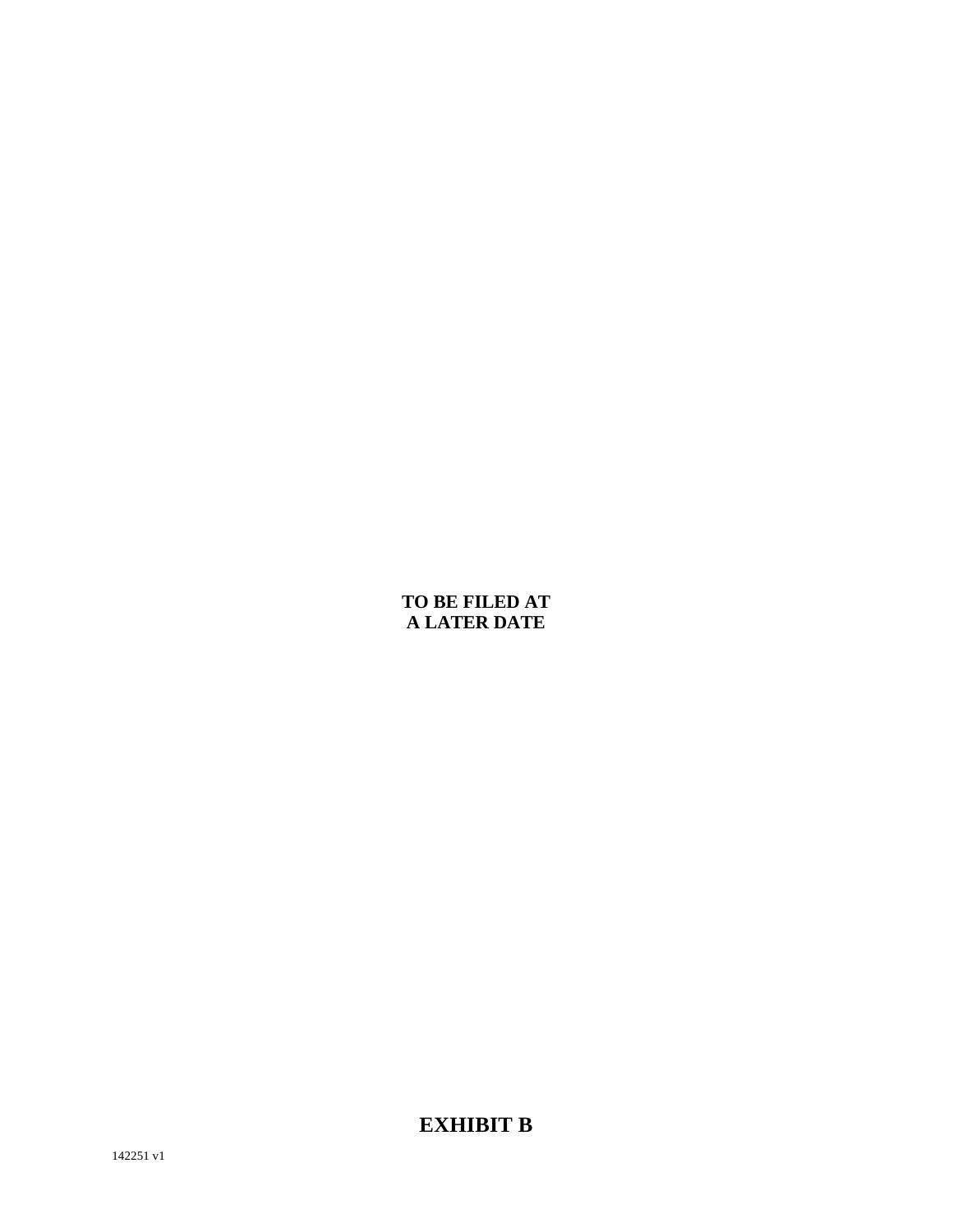**TO BE FILED AT
A LATER DATE**

# EXHIBIT B

142251 v1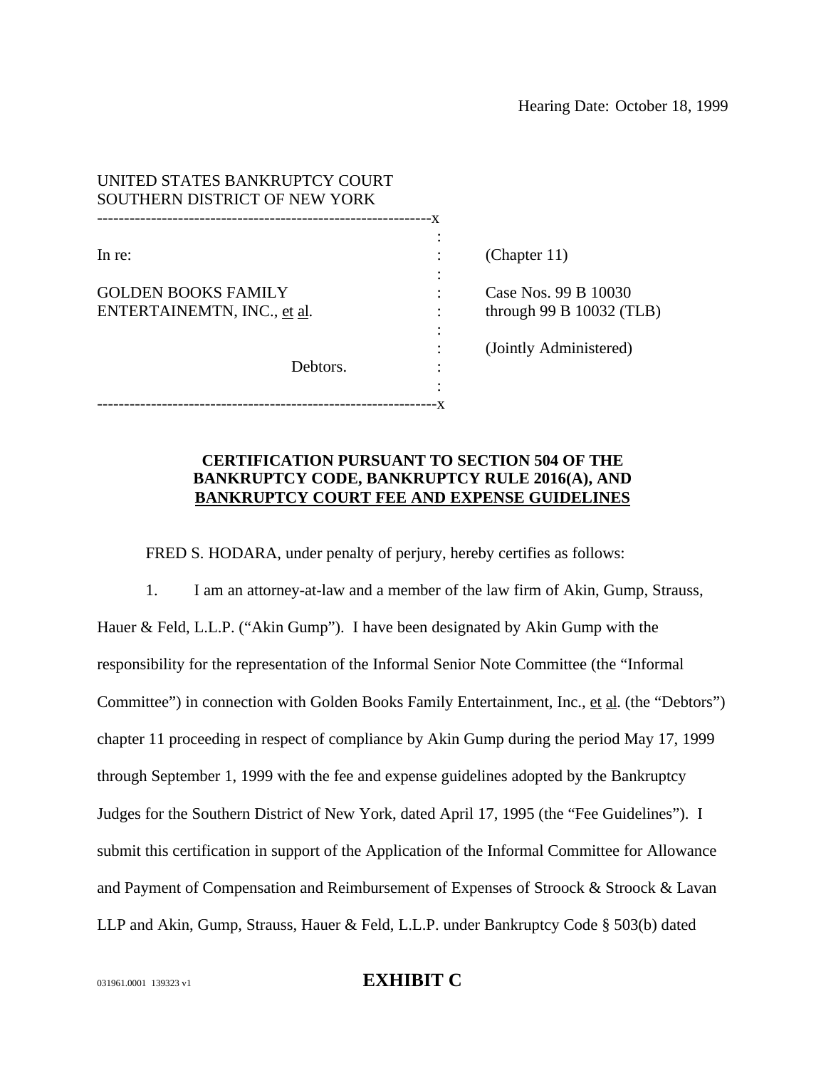Hearing Date: October 18, 1999

UNITED STATES BANKRUPTCY COURT
SOUTHERN DISTRICT OF NEW YORK

| | | |
|---|---|---|
| In re: | : | (Chapter 11) |
| GOLDEN BOOKS FAMILY ENTERTAINEMTN, INC., et al. | : | Case Nos. 99 B 10030 through 99 B 10032 (TLB) |
| | : | (Jointly Administered) |
| Debtors. | : | |

**CERTIFICATION PURSUANT TO SECTION 504 OF THE BANKRUPTCY CODE, BANKRUPTCY RULE 2016(A), AND BANKRUPTCY COURT FEE AND EXPENSE GUIDELINES**

FRED S. HODARA, under penalty of perjury, hereby certifies as follows:

1. I am an attorney-at-law and a member of the law firm of Akin, Gump, Strauss, Hauer & Feld, L.L.P. ("Akin Gump"). I have been designated by Akin Gump with the responsibility for the representation of the Informal Senior Note Committee (the "Informal Committee") in connection with Golden Books Family Entertainment, Inc., et al. (the "Debtors") chapter 11 proceeding in respect of compliance by Akin Gump during the period May 17, 1999 through September 1, 1999 with the fee and expense guidelines adopted by the Bankruptcy Judges for the Southern District of New York, dated April 17, 1995 (the "Fee Guidelines"). I submit this certification in support of the Application of the Informal Committee for Allowance and Payment of Compensation and Reimbursement of Expenses of Stroock & Stroock & Lavan LLP and Akin, Gump, Strauss, Hauer & Feld, L.L.P. under Bankruptcy Code § 503(b) dated

031961.0001 139323 v1

**EXHIBIT C**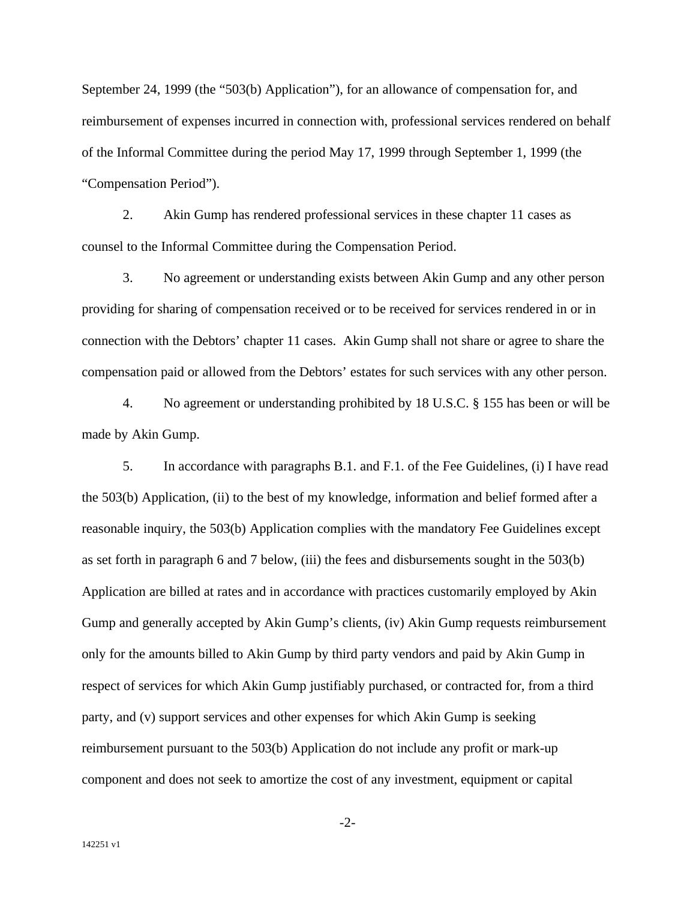September 24, 1999 (the "503(b) Application"), for an allowance of compensation for, and reimbursement of expenses incurred in connection with, professional services rendered on behalf of the Informal Committee during the period May 17, 1999 through September 1, 1999 (the "Compensation Period").

2. Akin Gump has rendered professional services in these chapter 11 cases as counsel to the Informal Committee during the Compensation Period.

3. No agreement or understanding exists between Akin Gump and any other person providing for sharing of compensation received or to be received for services rendered in or in connection with the Debtors' chapter 11 cases. Akin Gump shall not share or agree to share the compensation paid or allowed from the Debtors' estates for such services with any other person.

4. No agreement or understanding prohibited by 18 U.S.C. § 155 has been or will be made by Akin Gump.

5. In accordance with paragraphs B.1. and F.1. of the Fee Guidelines, (i) I have read the 503(b) Application, (ii) to the best of my knowledge, information and belief formed after a reasonable inquiry, the 503(b) Application complies with the mandatory Fee Guidelines except as set forth in paragraph 6 and 7 below, (iii) the fees and disbursements sought in the 503(b) Application are billed at rates and in accordance with practices customarily employed by Akin Gump and generally accepted by Akin Gump's clients, (iv) Akin Gump requests reimbursement only for the amounts billed to Akin Gump by third party vendors and paid by Akin Gump in respect of services for which Akin Gump justifiably purchased, or contracted for, from a third party, and (v) support services and other expenses for which Akin Gump is seeking reimbursement pursuant to the 503(b) Application do not include any profit or mark-up component and does not seek to amortize the cost of any investment, equipment or capital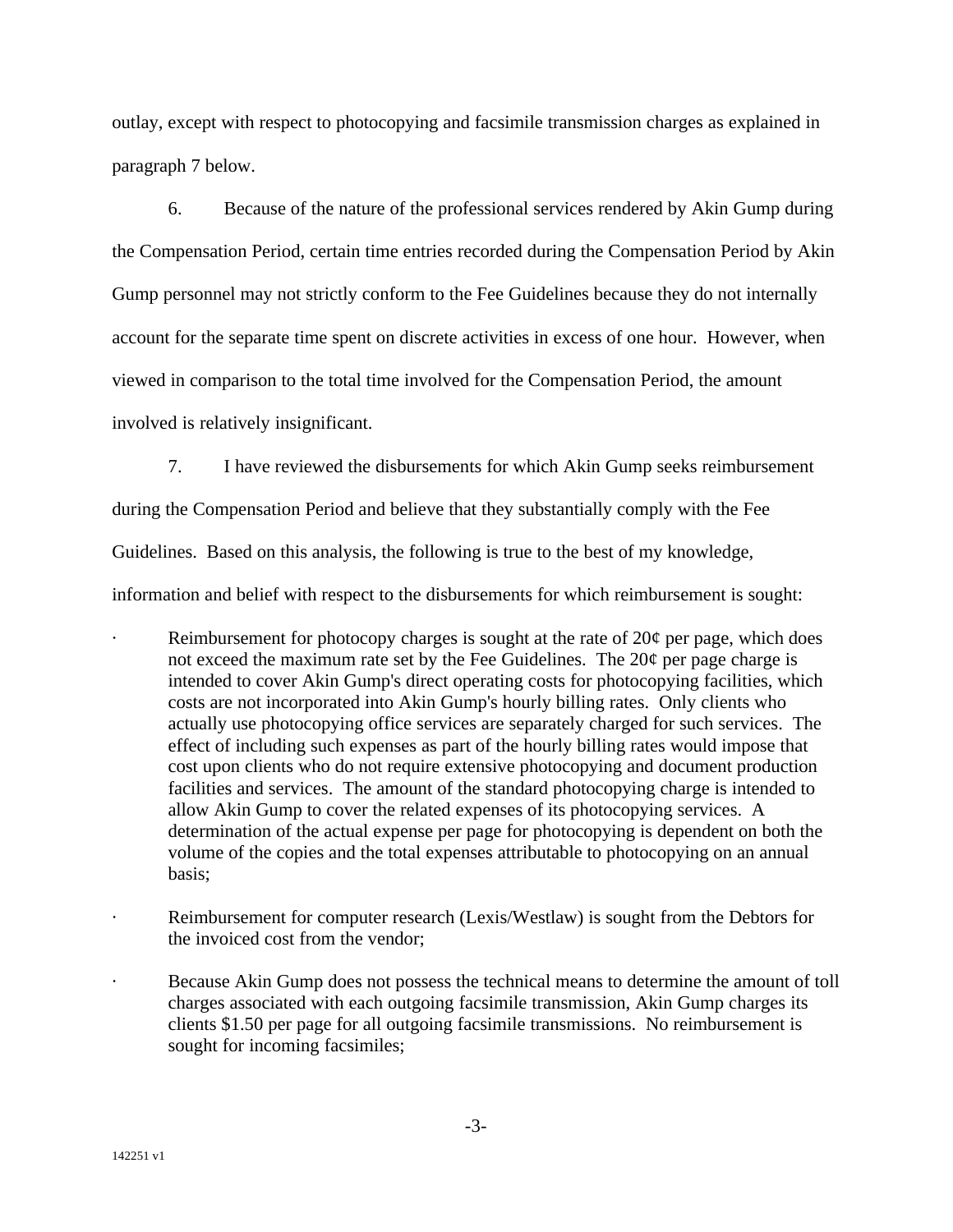outlay, except with respect to photocopying and facsimile transmission charges as explained in paragraph 7 below.

6. Because of the nature of the professional services rendered by Akin Gump during the Compensation Period, certain time entries recorded during the Compensation Period by Akin Gump personnel may not strictly conform to the Fee Guidelines because they do not internally account for the separate time spent on discrete activities in excess of one hour. However, when viewed in comparison to the total time involved for the Compensation Period, the amount involved is relatively insignificant.

7. I have reviewed the disbursements for which Akin Gump seeks reimbursement during the Compensation Period and believe that they substantially comply with the Fee Guidelines. Based on this analysis, the following is true to the best of my knowledge, information and belief with respect to the disbursements for which reimbursement is sought:

- Reimbursement for photocopy charges is sought at the rate of 20¢ per page, which does not exceed the maximum rate set by the Fee Guidelines. The 20¢ per page charge is intended to cover Akin Gump's direct operating costs for photocopying facilities, which costs are not incorporated into Akin Gump's hourly billing rates. Only clients who actually use photocopying office services are separately charged for such services. The effect of including such expenses as part of the hourly billing rates would impose that cost upon clients who do not require extensive photocopying and document production facilities and services. The amount of the standard photocopying charge is intended to allow Akin Gump to cover the related expenses of its photocopying services. A determination of the actual expense per page for photocopying is dependent on both the volume of the copies and the total expenses attributable to photocopying on an annual basis;

- Reimbursement for computer research (Lexis/Westlaw) is sought from the Debtors for the invoiced cost from the vendor;

- Because Akin Gump does not possess the technical means to determine the amount of toll charges associated with each outgoing facsimile transmission, Akin Gump charges its clients $1.50 per page for all outgoing facsimile transmissions. No reimbursement is sought for incoming facsimiles;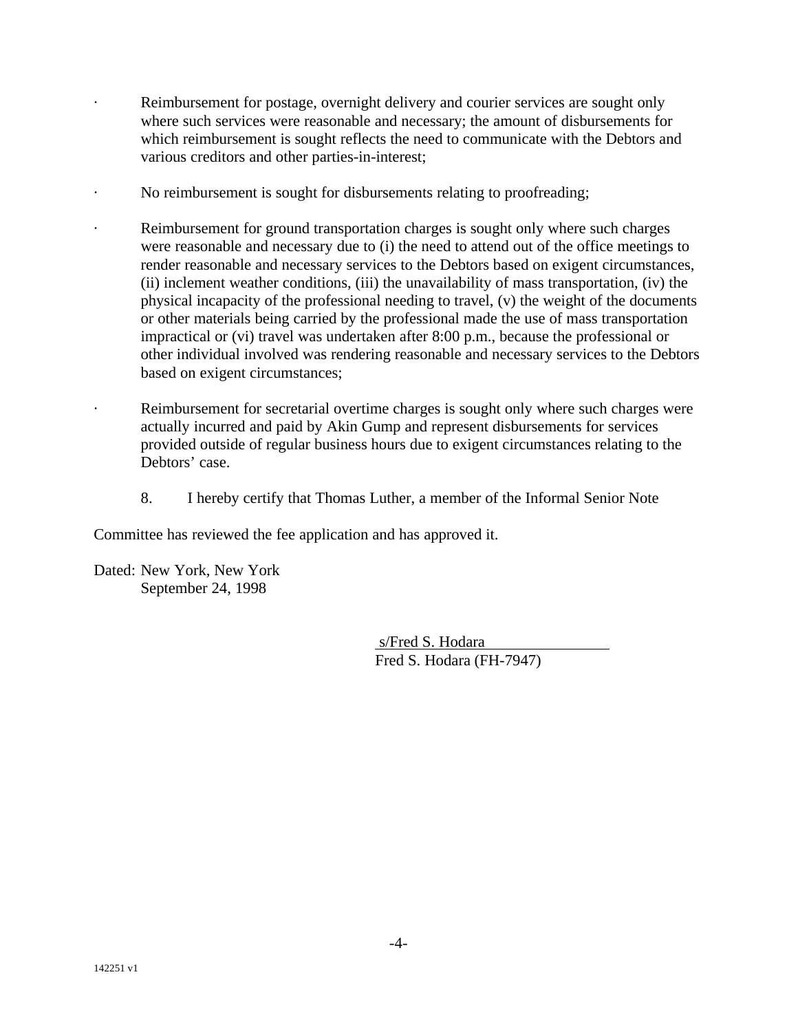- Reimbursement for postage, overnight delivery and courier services are sought only where such services were reasonable and necessary; the amount of disbursements for which reimbursement is sought reflects the need to communicate with the Debtors and various creditors and other parties-in-interest;

- No reimbursement is sought for disbursements relating to proofreading;

- Reimbursement for ground transportation charges is sought only where such charges were reasonable and necessary due to (i) the need to attend out of the office meetings to render reasonable and necessary services to the Debtors based on exigent circumstances, (ii) inclement weather conditions, (iii) the unavailability of mass transportation, (iv) the physical incapacity of the professional needing to travel, (v) the weight of the documents or other materials being carried by the professional made the use of mass transportation impractical or (vi) travel was undertaken after 8:00 p.m., because the professional or other individual involved was rendering reasonable and necessary services to the Debtors based on exigent circumstances;

- Reimbursement for secretarial overtime charges is sought only where such charges were actually incurred and paid by Akin Gump and represent disbursements for services provided outside of regular business hours due to exigent circumstances relating to the Debtors' case.

8. I hereby certify that Thomas Luther, a member of the Informal Senior Note Committee has reviewed the fee application and has approved it.

Dated: New York, New York
September 24, 1998

s/Fred S. Hodara
Fred S. Hodara (FH-7947)

142251 v1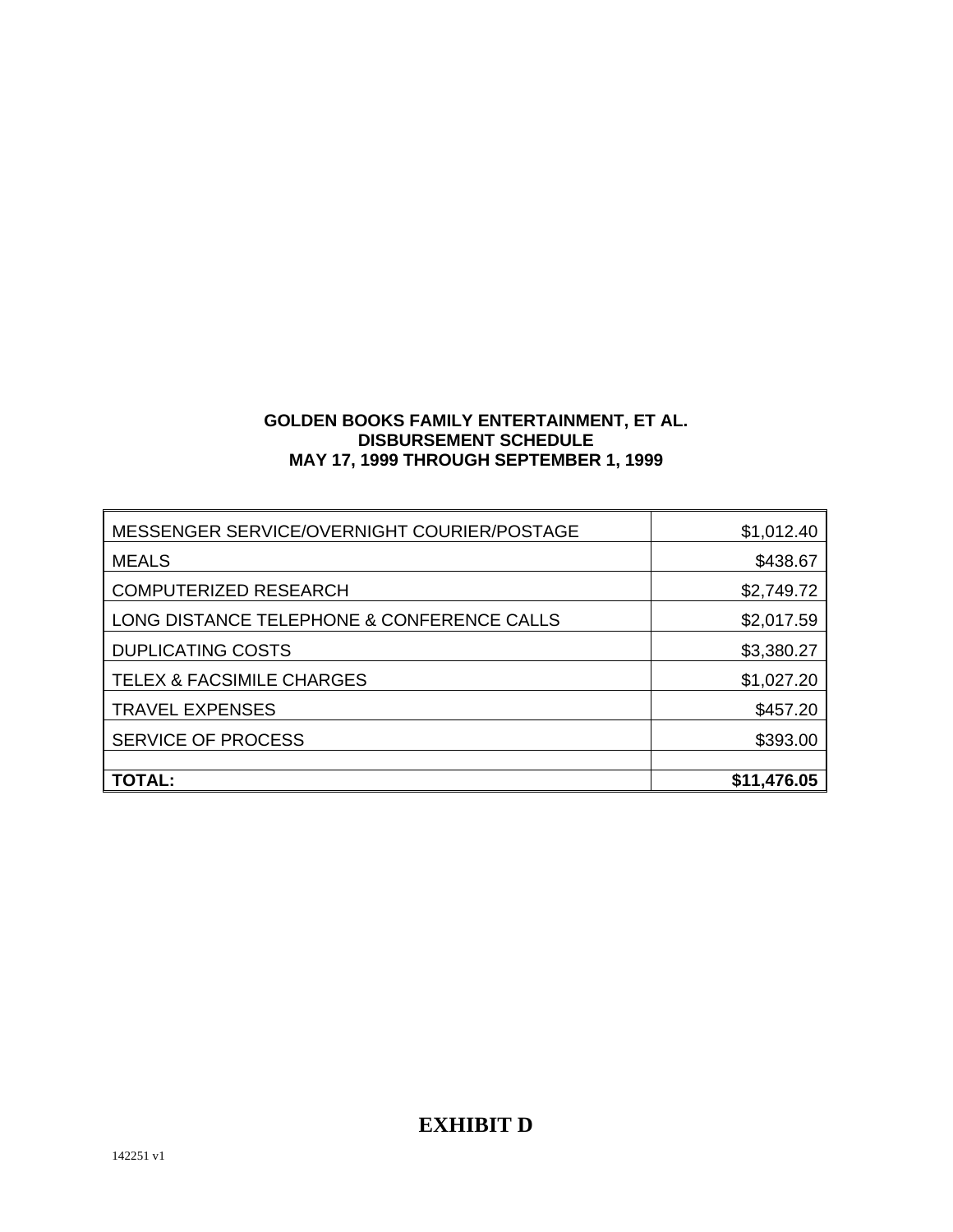**GOLDEN BOOKS FAMILY ENTERTAINMENT, ET AL.**
**DISBURSEMENT SCHEDULE**
**MAY 17, 1999 THROUGH SEPTEMBER 1, 1999**

| | |
|---|---:|
| MESSENGER SERVICE/OVERNIGHT COURIER/POSTAGE | $1,012.40 |
| MEALS | $438.67 |
| COMPUTERIZED RESEARCH | $2,749.72 |
| LONG DISTANCE TELEPHONE & CONFERENCE CALLS | $2,017.59 |
| DUPLICATING COSTS | $3,380.27 |
| TELEX & FACSIMILE CHARGES | $1,027.20 |
| TRAVEL EXPENSES | $457.20 |
| SERVICE OF PROCESS | $393.00 |
| | |
| **TOTAL:** | **$11,476.05** |

## EXHIBIT D

142251 v1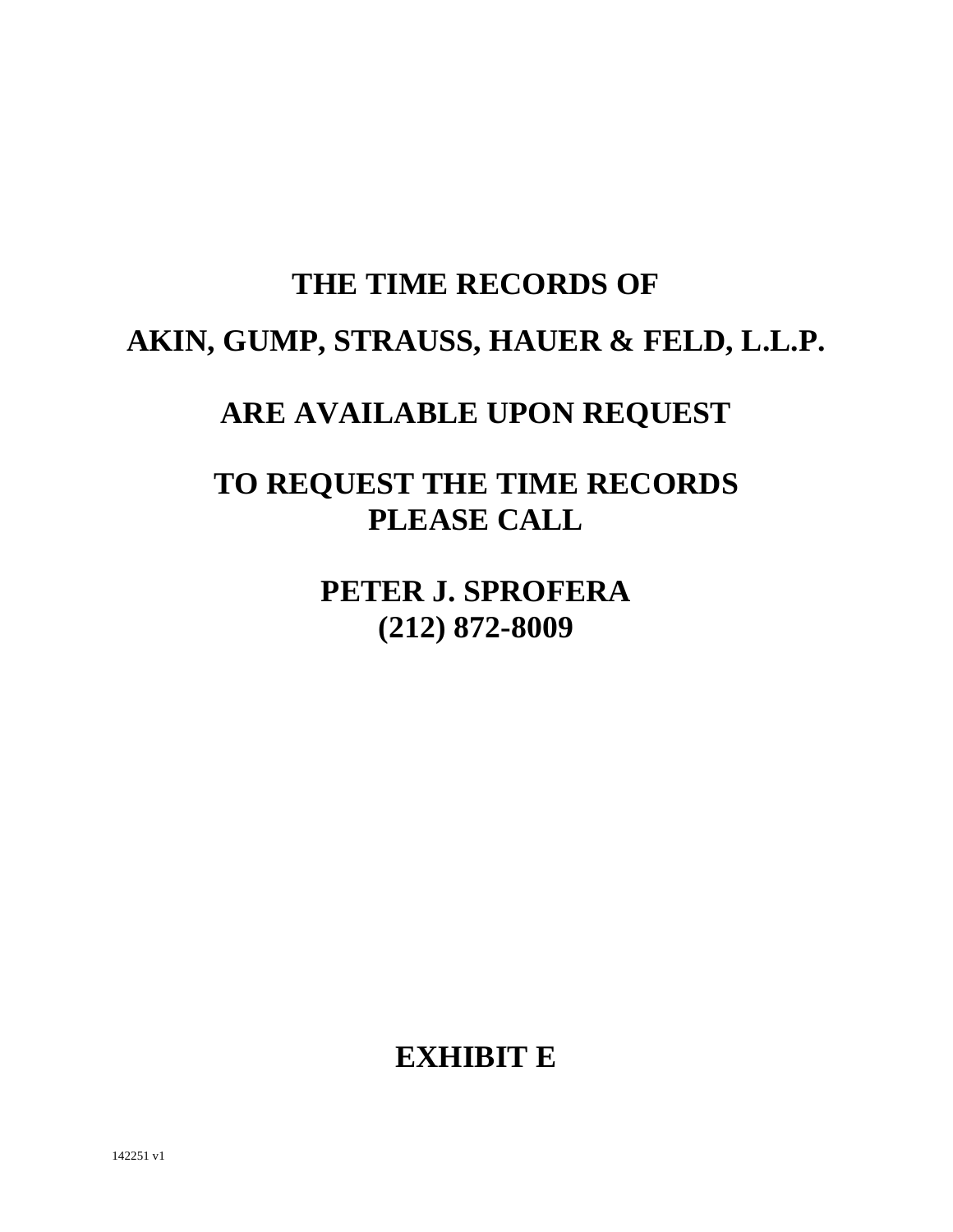**THE TIME RECORDS OF**

**AKIN, GUMP, STRAUSS, HAUER & FELD, L.L.P.**

**ARE AVAILABLE UPON REQUEST**

**TO REQUEST THE TIME RECORDS
PLEASE CALL**

**PETER J. SPROFERA
(212) 872-8009**

**EXHIBIT E**

142251 v1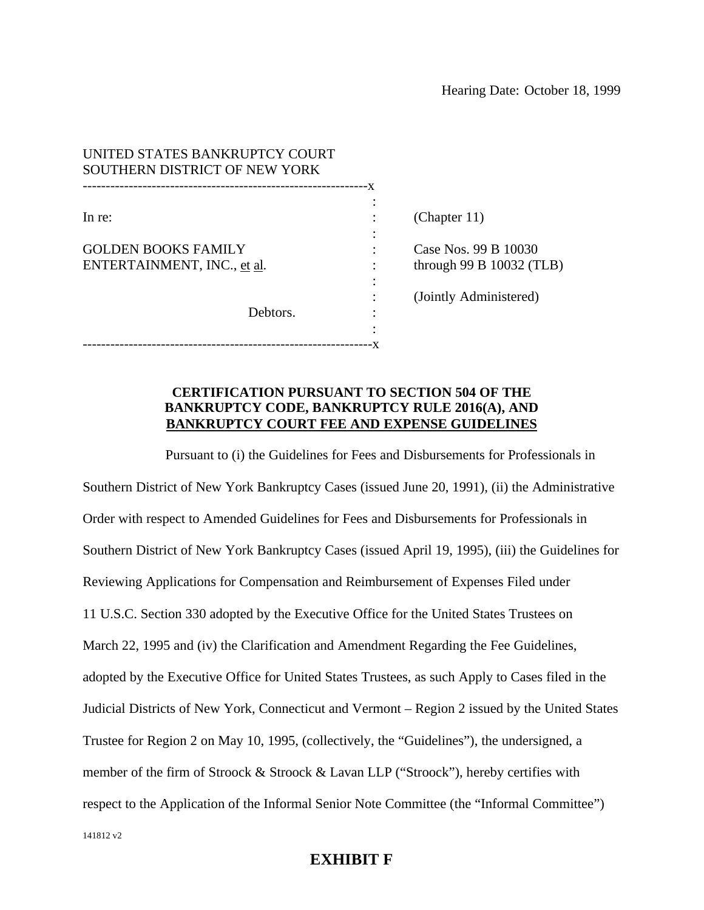Hearing Date: October 18, 1999

UNITED STATES BANKRUPTCY COURT
SOUTHERN DISTRICT OF NEW YORK

```
--------------------------------------------------------------x
                                                              :
In re:                                                        :     (Chapter 11)
                                                              :
GOLDEN BOOKS FAMILY                                           :     Case Nos. 99 B 10030
ENTERTAINMENT, INC., et al.                                   :     through 99 B 10032 (TLB)
                                                              :
                                                              :     (Jointly Administered)
                              Debtors.                        :
                                                              :
--------------------------------------------------------------x
```

**CERTIFICATION PURSUANT TO SECTION 504 OF THE BANKRUPTCY CODE, BANKRUPTCY RULE 2016(A), AND BANKRUPTCY COURT FEE AND EXPENSE GUIDELINES**

Pursuant to (i) the Guidelines for Fees and Disbursements for Professionals in Southern District of New York Bankruptcy Cases (issued June 20, 1991), (ii) the Administrative Order with respect to Amended Guidelines for Fees and Disbursements for Professionals in Southern District of New York Bankruptcy Cases (issued April 19, 1995), (iii) the Guidelines for Reviewing Applications for Compensation and Reimbursement of Expenses Filed under 11 U.S.C. Section 330 adopted by the Executive Office for the United States Trustees on March 22, 1995 and (iv) the Clarification and Amendment Regarding the Fee Guidelines, adopted by the Executive Office for United States Trustees, as such Apply to Cases filed in the Judicial Districts of New York, Connecticut and Vermont – Region 2 issued by the United States Trustee for Region 2 on May 10, 1995, (collectively, the "Guidelines"), the undersigned, a member of the firm of Stroock & Stroock & Lavan LLP ("Stroock"), hereby certifies with respect to the Application of the Informal Senior Note Committee (the "Informal Committee")

141812 v2

**EXHIBIT F**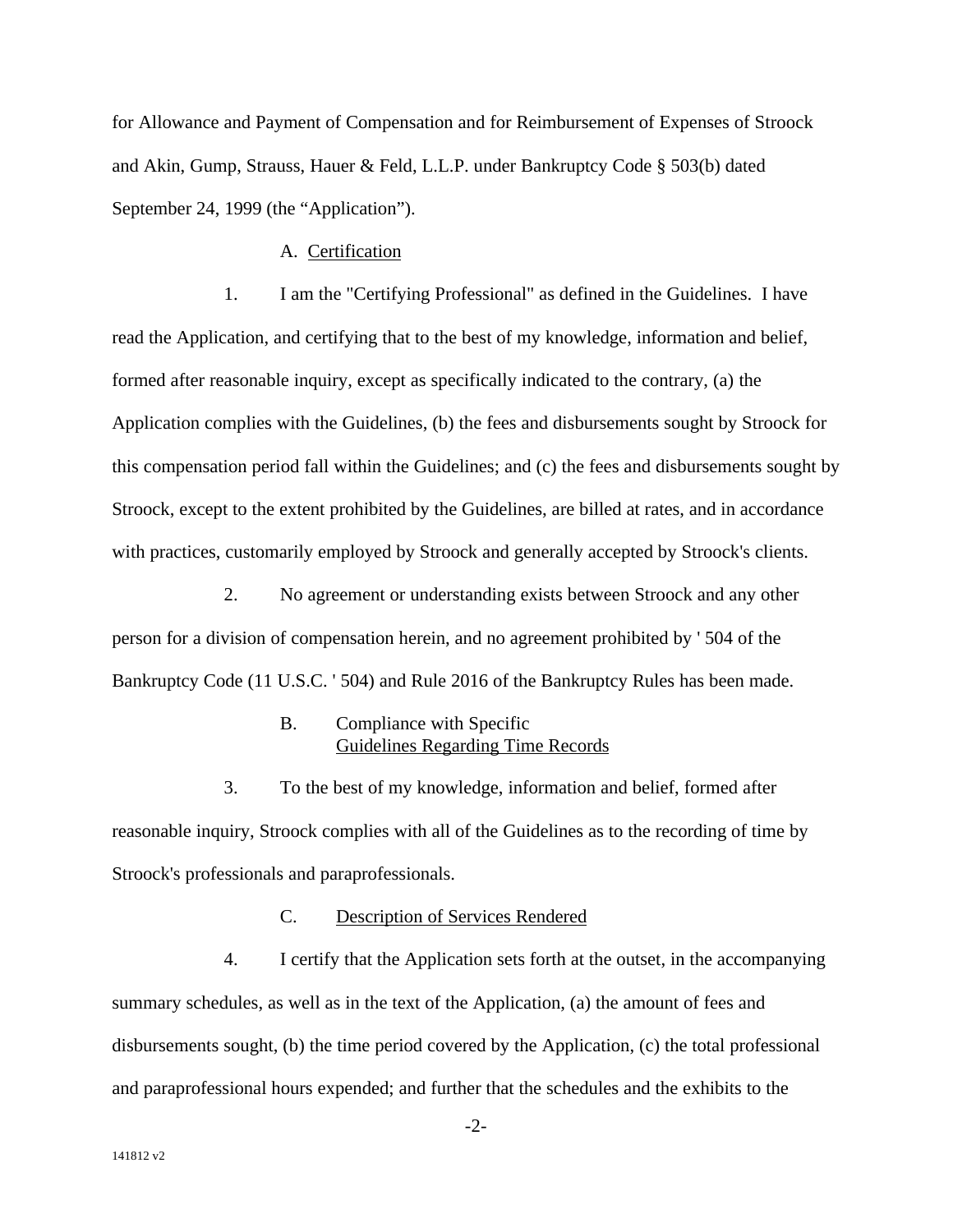for Allowance and Payment of Compensation and for Reimbursement of Expenses of Stroock and Akin, Gump, Strauss, Hauer & Feld, L.L.P. under Bankruptcy Code § 503(b) dated September 24, 1999 (the "Application").

A. Certification

1. I am the "Certifying Professional" as defined in the Guidelines. I have read the Application, and certifying that to the best of my knowledge, information and belief, formed after reasonable inquiry, except as specifically indicated to the contrary, (a) the Application complies with the Guidelines, (b) the fees and disbursements sought by Stroock for this compensation period fall within the Guidelines; and (c) the fees and disbursements sought by Stroock, except to the extent prohibited by the Guidelines, are billed at rates, and in accordance with practices, customarily employed by Stroock and generally accepted by Stroock's clients.

2. No agreement or understanding exists between Stroock and any other person for a division of compensation herein, and no agreement prohibited by ' 504 of the Bankruptcy Code (11 U.S.C. ' 504) and Rule 2016 of the Bankruptcy Rules has been made.

B. Compliance with Specific Guidelines Regarding Time Records

3. To the best of my knowledge, information and belief, formed after reasonable inquiry, Stroock complies with all of the Guidelines as to the recording of time by Stroock's professionals and paraprofessionals.

C. Description of Services Rendered

4. I certify that the Application sets forth at the outset, in the accompanying summary schedules, as well as in the text of the Application, (a) the amount of fees and disbursements sought, (b) the time period covered by the Application, (c) the total professional and paraprofessional hours expended; and further that the schedules and the exhibits to the

141812 v2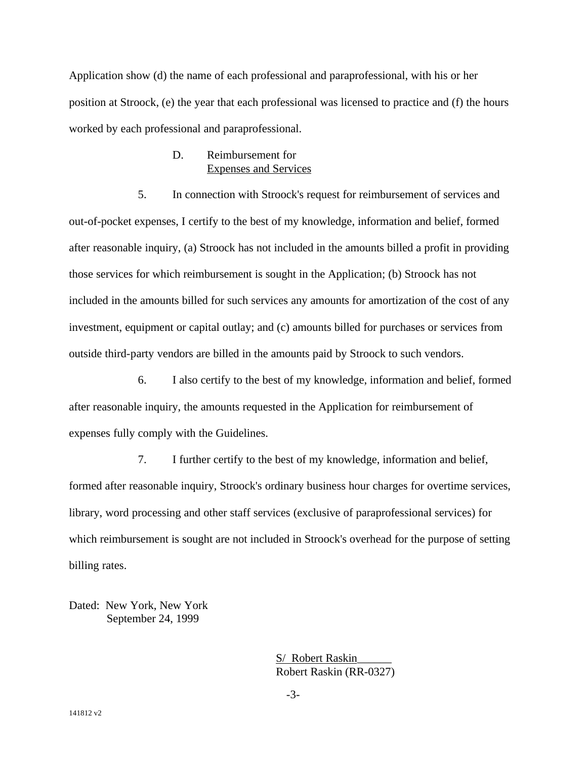Application show (d) the name of each professional and paraprofessional, with his or her position at Stroock, (e) the year that each professional was licensed to practice and (f) the hours worked by each professional and paraprofessional.

D. Reimbursement for <u>Expenses and Services</u>

5. In connection with Stroock's request for reimbursement of services and out-of-pocket expenses, I certify to the best of my knowledge, information and belief, formed after reasonable inquiry, (a) Stroock has not included in the amounts billed a profit in providing those services for which reimbursement is sought in the Application; (b) Stroock has not included in the amounts billed for such services any amounts for amortization of the cost of any investment, equipment or capital outlay; and (c) amounts billed for purchases or services from outside third-party vendors are billed in the amounts paid by Stroock to such vendors.

6. I also certify to the best of my knowledge, information and belief, formed after reasonable inquiry, the amounts requested in the Application for reimbursement of expenses fully comply with the Guidelines.

7. I further certify to the best of my knowledge, information and belief, formed after reasonable inquiry, Stroock's ordinary business hour charges for overtime services, library, word processing and other staff services (exclusive of paraprofessional services) for which reimbursement is sought are not included in Stroock's overhead for the purpose of setting billing rates.

Dated: New York, New York
September 24, 1999

S/ Robert Raskin______
Robert Raskin (RR-0327)

141812 v2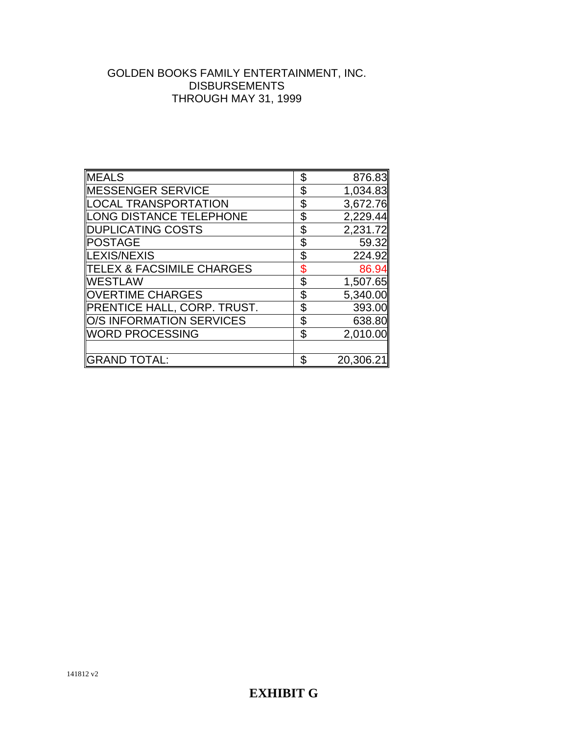# GOLDEN BOOKS FAMILY ENTERTAINMENT, INC.
## DISBURSEMENTS
## THROUGH MAY 31, 1999

| | | |
|---|---|---|
| MEALS | $ | 876.83 |
| MESSENGER SERVICE | $ | 1,034.83 |
| LOCAL TRANSPORTATION | $ | 3,672.76 |
| LONG DISTANCE TELEPHONE | $ | 2,229.44 |
| DUPLICATING COSTS | $ | 2,231.72 |
| POSTAGE | $ | 59.32 |
| LEXIS/NEXIS | $ | 224.92 |
| TELEX & FACSIMILE CHARGES | $ | 86.94 |
| WESTLAW | $ | 1,507.65 |
| OVERTIME CHARGES | $ | 5,340.00 |
| PRENTICE HALL, CORP. TRUST. | $ | 393.00 |
| O/S INFORMATION SERVICES | $ | 638.80 |
| WORD PROCESSING | $ | 2,010.00 |
| | | |
| GRAND TOTAL: | $ | 20,306.21 |

141812 v2

**EXHIBIT G**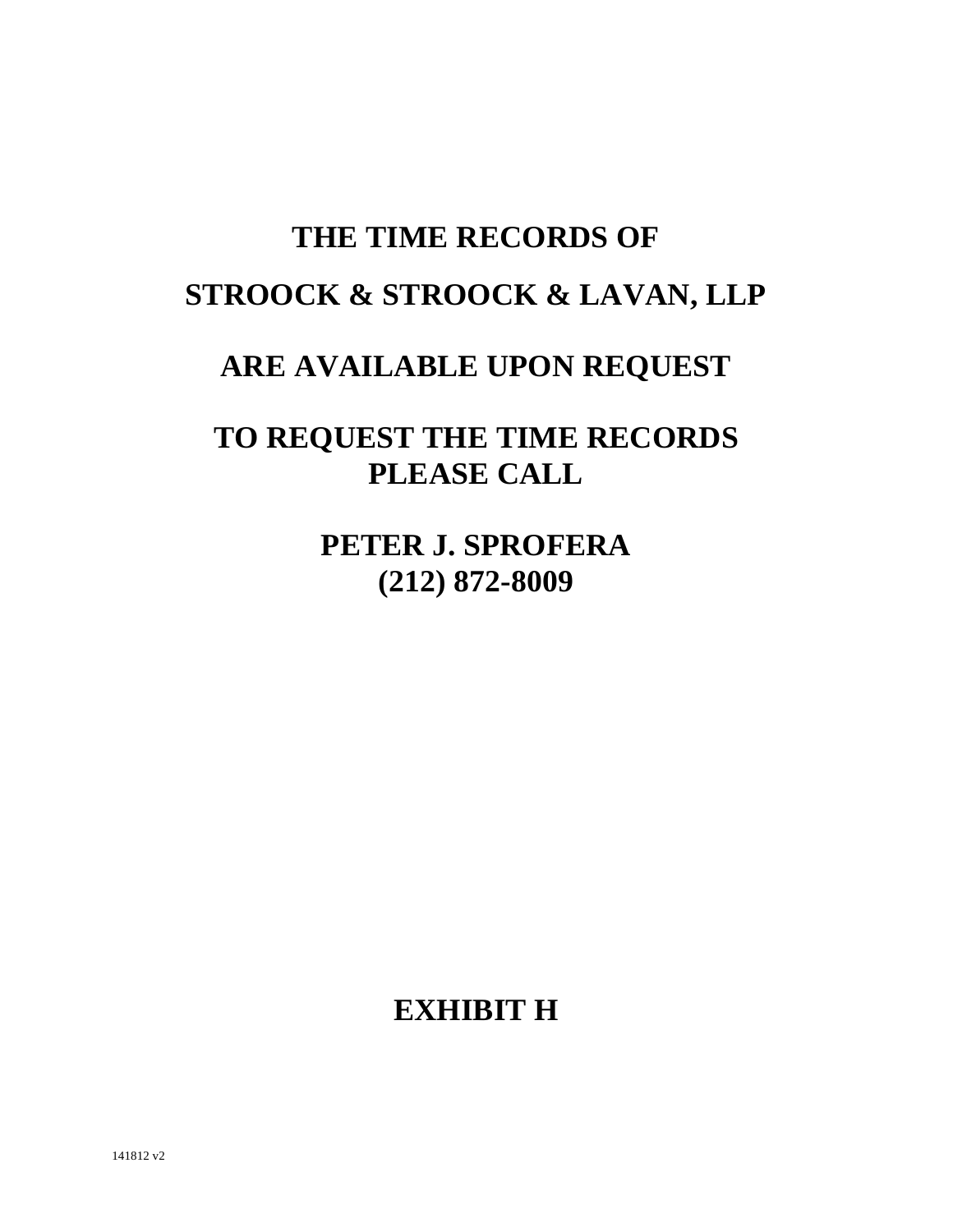# THE TIME RECORDS OF

# STROOCK & STROOCK & LAVAN, LLP

# ARE AVAILABLE UPON REQUEST

# TO REQUEST THE TIME RECORDS PLEASE CALL

# PETER J. SPROFERA (212) 872-8009

# EXHIBIT H

141812 v2